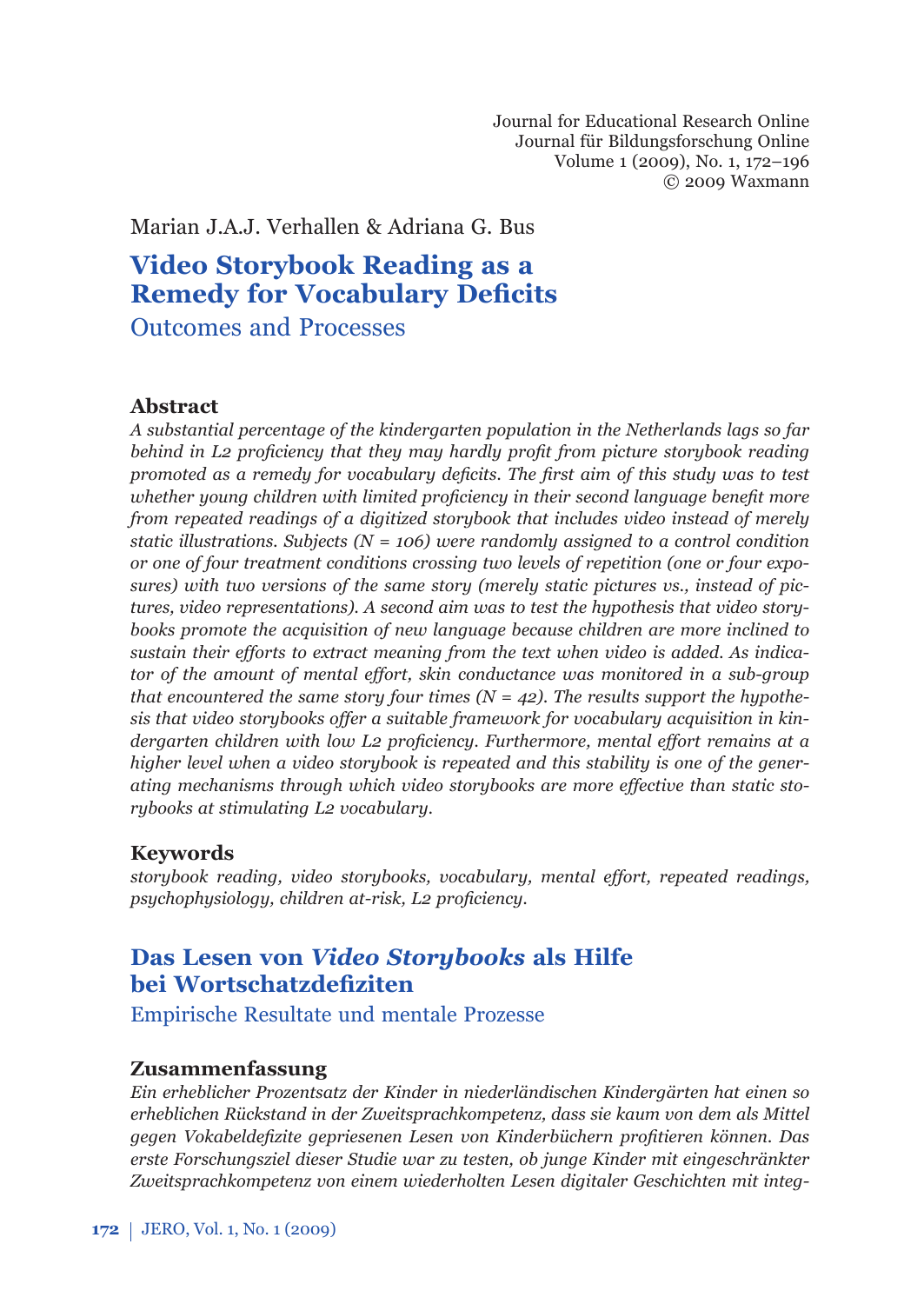Marian J.A.J. Verhallen & Adriana G. Bus

# Video Storybook Reading as a Remedy for Vocabulary Deficits

## Outcomes and Processes

### Abstract

*A substantial percentage of the kindergarten population in the Netherlands lags so far behind in L2 proficiency that they may hardly profit from picture storybook reading promoted as a remedy for vocabulary deficits. The first aim of this study was to test whether young children with limited proficiency in their second language benefit more from repeated readings of a digitized storybook that includes video instead of merely static illustrations. Subjects (N = 106) were randomly assigned to a control condition or one of four treatment conditions crossing two levels of repetition (one or four exposures) with two versions of the same story (merely static pictures vs., instead of pictures, video representations). A second aim was to test the hypothesis that video storybooks promote the acquisition of new language because children are more inclined to sustain their efforts to extract meaning from the text when video is added. As indicator of the amount of mental effort, skin conductance was monitored in a sub-group that encountered the same story four times (N = 42). The results support the hypothesis that video storybooks offer a suitable framework for vocabulary acquisition in kindergarten children with low L2 proficiency. Furthermore, mental effort remains at a higher level when a video storybook is repeated and this stability is one of the generating mechanisms through which video storybooks are more effective than static storybooks at stimulating L2 vocabulary.*

### Keywords

*storybook reading, video storybooks, vocabulary, mental effort, repeated readings, psychophysiology, children at-risk, L2 proficiency.*

# Das Lesen von *Video Storybooks* als Hilfe bei Wortschatzdefiziten

## Empirische Resultate und mentale Prozesse

### Zusammenfassung

*Ein erheblicher Prozentsatz der Kinder in niederländischen Kindergärten hat einen so erheblichen Rückstand in der Zweitsprachkompetenz, dass sie kaum von dem als Mittel gegen Vokabeldefizite gepriesenen Lesen von Kinderbüchern profitieren können. Das erste Forschungsziel dieser Studie war zu testen, ob junge Kinder mit eingeschränkter Zweitsprachkompetenz von einem wiederholten Lesen digitaler Geschichten mit integ-*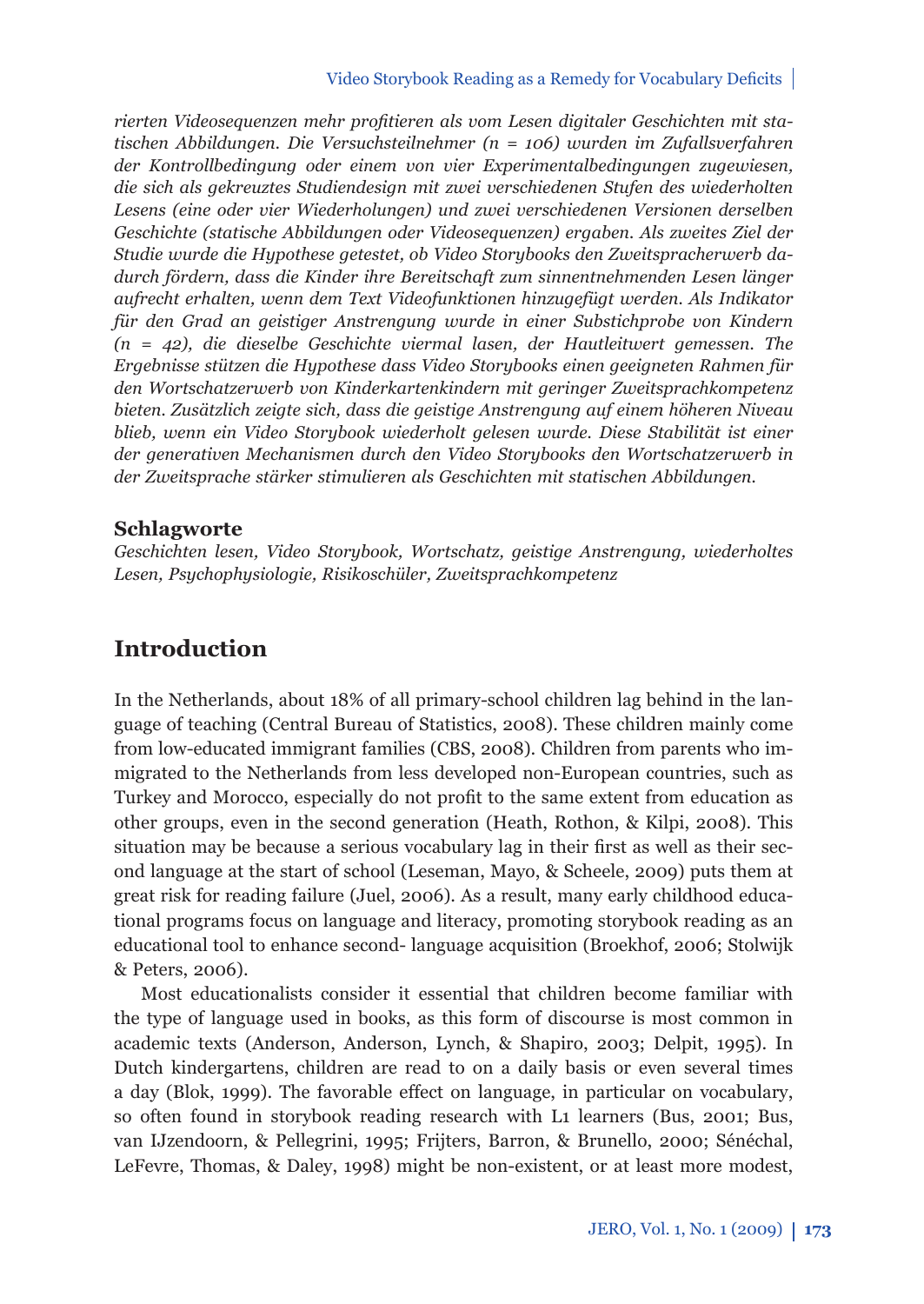*rierten Videosequenzen mehr profitieren als vom Lesen digitaler Geschichten mit statischen Abbildungen. Die Versuchsteilnehmer (n = 106) wurden im Zufallsverfahren der Kontrollbedingung oder einem von vier Experimentalbedingungen zugewiesen, die sich als gekreuztes Studiendesign mit zwei verschiedenen Stufen des wiederholten Lesens (eine oder vier Wiederholungen) und zwei verschiedenen Versionen derselben Geschichte (statische Abbildungen oder Videosequenzen) ergaben. Als zweites Ziel der Studie wurde die Hypothese getestet, ob Video Storybooks den Zweitspracherwerb dadurch fördern, dass die Kinder ihre Bereitschaft zum sinnentnehmenden Lesen länger aufrecht erhalten, wenn dem Text Videofunktionen hinzugefügt werden. Als Indikator für den Grad an geistiger Anstrengung wurde in einer Substichprobe von Kindern (n = 42), die dieselbe Geschichte viermal lasen, der Hautleitwert gemessen. The Ergebnisse stützen die Hypothese dass Video Storybooks einen geeigneten Rahmen für den Wortschatzerwerb von Kinderkartenkindern mit geringer Zweitsprachkompetenz bieten. Zusätzlich zeigte sich, dass die geistige Anstrengung auf einem höheren Niveau blieb, wenn ein Video Storybook wiederholt gelesen wurde. Diese Stabilität ist einer der generativen Mechanismen durch den Video Storybooks den Wortschatzerwerb in der Zweitsprache stärker stimulieren als Geschichten mit statischen Abbildungen.*

**Schlagworte**

*Geschichten lesen, Video Storybook, Wortschatz, geistige Anstrengung, wiederholtes Lesen, Psychophysiologie, Risikoschüler, Zweitsprachkompetenz*

## Introduction

In the Netherlands, about 18% of all primary-school children lag behind in the language of teaching (Central Bureau of Statistics, 2008). These children mainly come from low-educated immigrant families (CBS, 2008). Children from parents who immigrated to the Netherlands from less developed non-European countries, such as Turkey and Morocco, especially do not profit to the same extent from education as other groups, even in the second generation (Heath, Rothon, & Kilpi, 2008). This situation may be because a serious vocabulary lag in their first as well as their second language at the start of school (Leseman, Mayo, & Scheele, 2009) puts them at great risk for reading failure (Juel, 2006). As a result, many early childhood educational programs focus on language and literacy, promoting storybook reading as an educational tool to enhance second- language acquisition (Broekhof, 2006; Stolwijk & Peters, 2006).

Most educationalists consider it essential that children become familiar with the type of language used in books, as this form of discourse is most common in academic texts (Anderson, Anderson, Lynch, & Shapiro, 2003; Delpit, 1995). In Dutch kindergartens, children are read to on a daily basis or even several times a day (Blok, 1999). The favorable effect on language, in particular on vocabulary, so often found in storybook reading research with L1 learners (Bus, 2001; Bus, van IJzendoorn, & Pellegrini, 1995; Frijters, Barron, & Brunello, 2000; Sénéchal, LeFevre, Thomas, & Daley, 1998) might be non-existent, or at least more modest,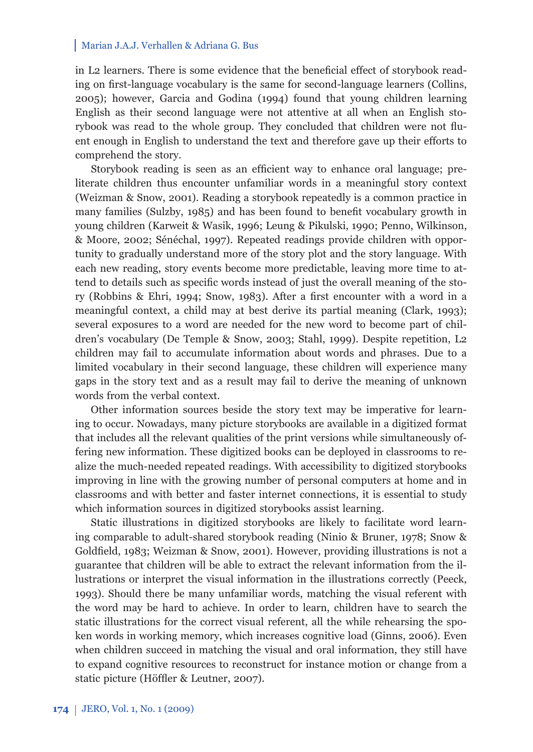in L2 learners. There is some evidence that the beneficial effect of storybook reading on first-language vocabulary is the same for second-language learners (Collins, 2005); however, Garcia and Godina (1994) found that young children learning English as their second language were not attentive at all when an English storybook was read to the whole group. They concluded that children were not fluent enough in English to understand the text and therefore gave up their efforts to comprehend the story.

Storybook reading is seen as an efficient way to enhance oral language; preliterate children thus encounter unfamiliar words in a meaningful story context (Weizman & Snow, 2001). Reading a storybook repeatedly is a common practice in many families (Sulzby, 1985) and has been found to benefit vocabulary growth in young children (Karweit & Wasik, 1996; Leung & Pikulski, 1990; Penno, Wilkinson, & Moore, 2002; Sénéchal, 1997). Repeated readings provide children with opportunity to gradually understand more of the story plot and the story language. With each new reading, story events become more predictable, leaving more time to attend to details such as specific words instead of just the overall meaning of the story (Robbins & Ehri, 1994; Snow, 1983). After a first encounter with a word in a meaningful context, a child may at best derive its partial meaning (Clark, 1993); several exposures to a word are needed for the new word to become part of children's vocabulary (De Temple & Snow, 2003; Stahl, 1999). Despite repetition, L2 children may fail to accumulate information about words and phrases. Due to a limited vocabulary in their second language, these children will experience many gaps in the story text and as a result may fail to derive the meaning of unknown words from the verbal context.

Other information sources beside the story text may be imperative for learning to occur. Nowadays, many picture storybooks are available in a digitized format that includes all the relevant qualities of the print versions while simultaneously offering new information. These digitized books can be deployed in classrooms to realize the much-needed repeated readings. With accessibility to digitized storybooks improving in line with the growing number of personal computers at home and in classrooms and with better and faster internet connections, it is essential to study which information sources in digitized storybooks assist learning.

Static illustrations in digitized storybooks are likely to facilitate word learning comparable to adult-shared storybook reading (Ninio & Bruner, 1978; Snow & Goldfield, 1983; Weizman & Snow, 2001). However, providing illustrations is not a guarantee that children will be able to extract the relevant information from the illustrations or interpret the visual information in the illustrations correctly (Peeck, 1993). Should there be many unfamiliar words, matching the visual referent with the word may be hard to achieve. In order to learn, children have to search the static illustrations for the correct visual referent, all the while rehearsing the spoken words in working memory, which increases cognitive load (Ginns, 2006). Even when children succeed in matching the visual and oral information, they still have to expand cognitive resources to reconstruct for instance motion or change from a static picture (Höffler & Leutner, 2007).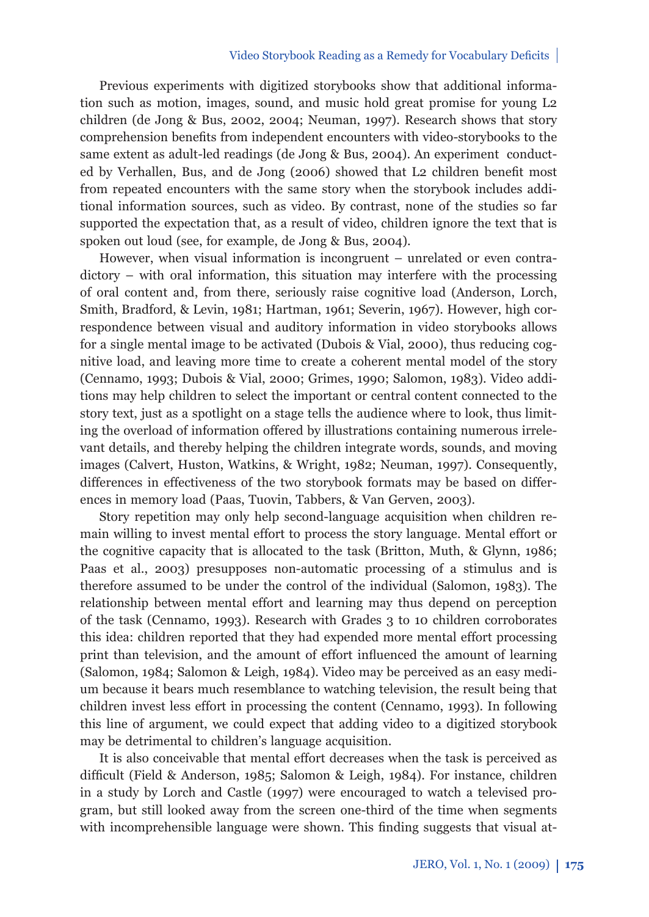Previous experiments with digitized storybooks show that additional information such as motion, images, sound, and music hold great promise for young L2 children (de Jong & Bus, 2002, 2004; Neuman, 1997). Research shows that story comprehension benefits from independent encounters with video-storybooks to the same extent as adult-led readings (de Jong & Bus, 2004). An experiment conducted by Verhallen, Bus, and de Jong (2006) showed that L2 children benefit most from repeated encounters with the same story when the storybook includes additional information sources, such as video. By contrast, none of the studies so far supported the expectation that, as a result of video, children ignore the text that is spoken out loud (see, for example, de Jong & Bus, 2004).

However, when visual information is incongruent – unrelated or even contradictory – with oral information, this situation may interfere with the processing of oral content and, from there, seriously raise cognitive load (Anderson, Lorch, Smith, Bradford, & Levin, 1981; Hartman, 1961; Severin, 1967). However, high correspondence between visual and auditory information in video storybooks allows for a single mental image to be activated (Dubois & Vial, 2000), thus reducing cognitive load, and leaving more time to create a coherent mental model of the story (Cennamo, 1993; Dubois & Vial, 2000; Grimes, 1990; Salomon, 1983). Video additions may help children to select the important or central content connected to the story text, just as a spotlight on a stage tells the audience where to look, thus limiting the overload of information offered by illustrations containing numerous irrelevant details, and thereby helping the children integrate words, sounds, and moving images (Calvert, Huston, Watkins, & Wright, 1982; Neuman, 1997). Consequently, differences in effectiveness of the two storybook formats may be based on differences in memory load (Paas, Tuovin, Tabbers, & Van Gerven, 2003).

Story repetition may only help second-language acquisition when children remain willing to invest mental effort to process the story language. Mental effort or the cognitive capacity that is allocated to the task (Britton, Muth, & Glynn, 1986; Paas et al., 2003) presupposes non-automatic processing of a stimulus and is therefore assumed to be under the control of the individual (Salomon, 1983). The relationship between mental effort and learning may thus depend on perception of the task (Cennamo, 1993). Research with Grades 3 to 10 children corroborates this idea: children reported that they had expended more mental effort processing print than television, and the amount of effort influenced the amount of learning (Salomon, 1984; Salomon & Leigh, 1984). Video may be perceived as an easy medium because it bears much resemblance to watching television, the result being that children invest less effort in processing the content (Cennamo, 1993). In following this line of argument, we could expect that adding video to a digitized storybook may be detrimental to children's language acquisition.

It is also conceivable that mental effort decreases when the task is perceived as difficult (Field & Anderson, 1985; Salomon & Leigh, 1984). For instance, children in a study by Lorch and Castle (1997) were encouraged to watch a televised program, but still looked away from the screen one-third of the time when segments with incomprehensible language were shown. This finding suggests that visual at-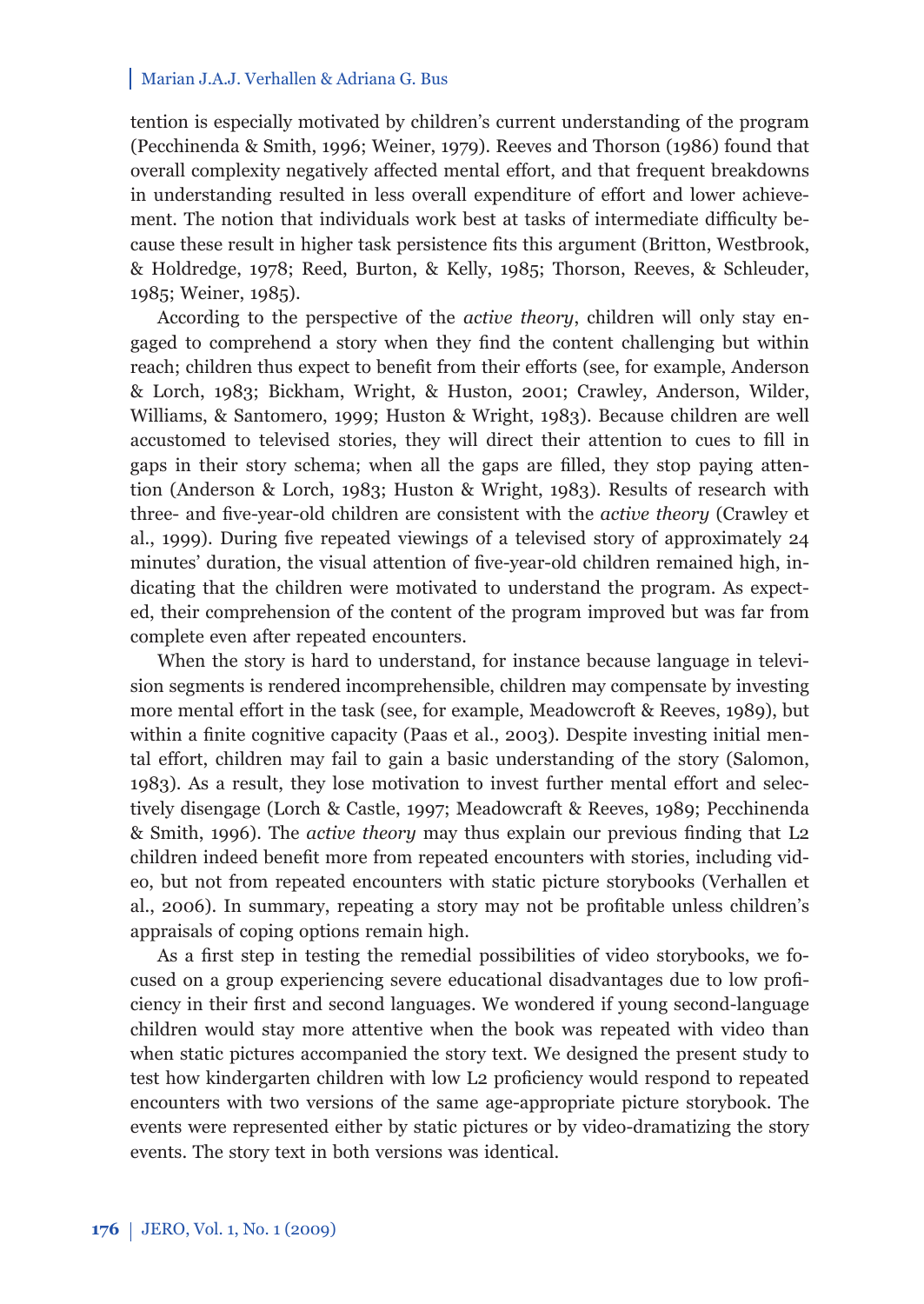tention is especially motivated by children's current understanding of the program (Pecchinenda & Smith, 1996; Weiner, 1979). Reeves and Thorson (1986) found that overall complexity negatively affected mental effort, and that frequent breakdowns in understanding resulted in less overall expenditure of effort and lower achievement. The notion that individuals work best at tasks of intermediate difficulty because these result in higher task persistence fits this argument (Britton, Westbrook, & Holdredge, 1978; Reed, Burton, & Kelly, 1985; Thorson, Reeves, & Schleuder, 1985; Weiner, 1985).

According to the perspective of the *active theory*, children will only stay engaged to comprehend a story when they find the content challenging but within reach; children thus expect to benefit from their efforts (see, for example, Anderson & Lorch, 1983; Bickham, Wright, & Huston, 2001; Crawley, Anderson, Wilder, Williams, & Santomero, 1999; Huston & Wright, 1983). Because children are well accustomed to televised stories, they will direct their attention to cues to fill in gaps in their story schema; when all the gaps are filled, they stop paying attention (Anderson & Lorch, 1983; Huston & Wright, 1983). Results of research with three- and five-year-old children are consistent with the *active theory* (Crawley et al., 1999). During five repeated viewings of a televised story of approximately 24 minutes' duration, the visual attention of five-year-old children remained high, indicating that the children were motivated to understand the program. As expected, their comprehension of the content of the program improved but was far from complete even after repeated encounters.

When the story is hard to understand, for instance because language in television segments is rendered incomprehensible, children may compensate by investing more mental effort in the task (see, for example, Meadowcroft & Reeves, 1989), but within a finite cognitive capacity (Paas et al., 2003). Despite investing initial mental effort, children may fail to gain a basic understanding of the story (Salomon, 1983). As a result, they lose motivation to invest further mental effort and selectively disengage (Lorch & Castle, 1997; Meadowcraft & Reeves, 1989; Pecchinenda & Smith, 1996). The *active theory* may thus explain our previous finding that L2 children indeed benefit more from repeated encounters with stories, including video, but not from repeated encounters with static picture storybooks (Verhallen et al., 2006). In summary, repeating a story may not be profitable unless children's appraisals of coping options remain high.

As a first step in testing the remedial possibilities of video storybooks, we focused on a group experiencing severe educational disadvantages due to low proficiency in their first and second languages. We wondered if young second-language children would stay more attentive when the book was repeated with video than when static pictures accompanied the story text. We designed the present study to test how kindergarten children with low L2 proficiency would respond to repeated encounters with two versions of the same age-appropriate picture storybook. The events were represented either by static pictures or by video-dramatizing the story events. The story text in both versions was identical.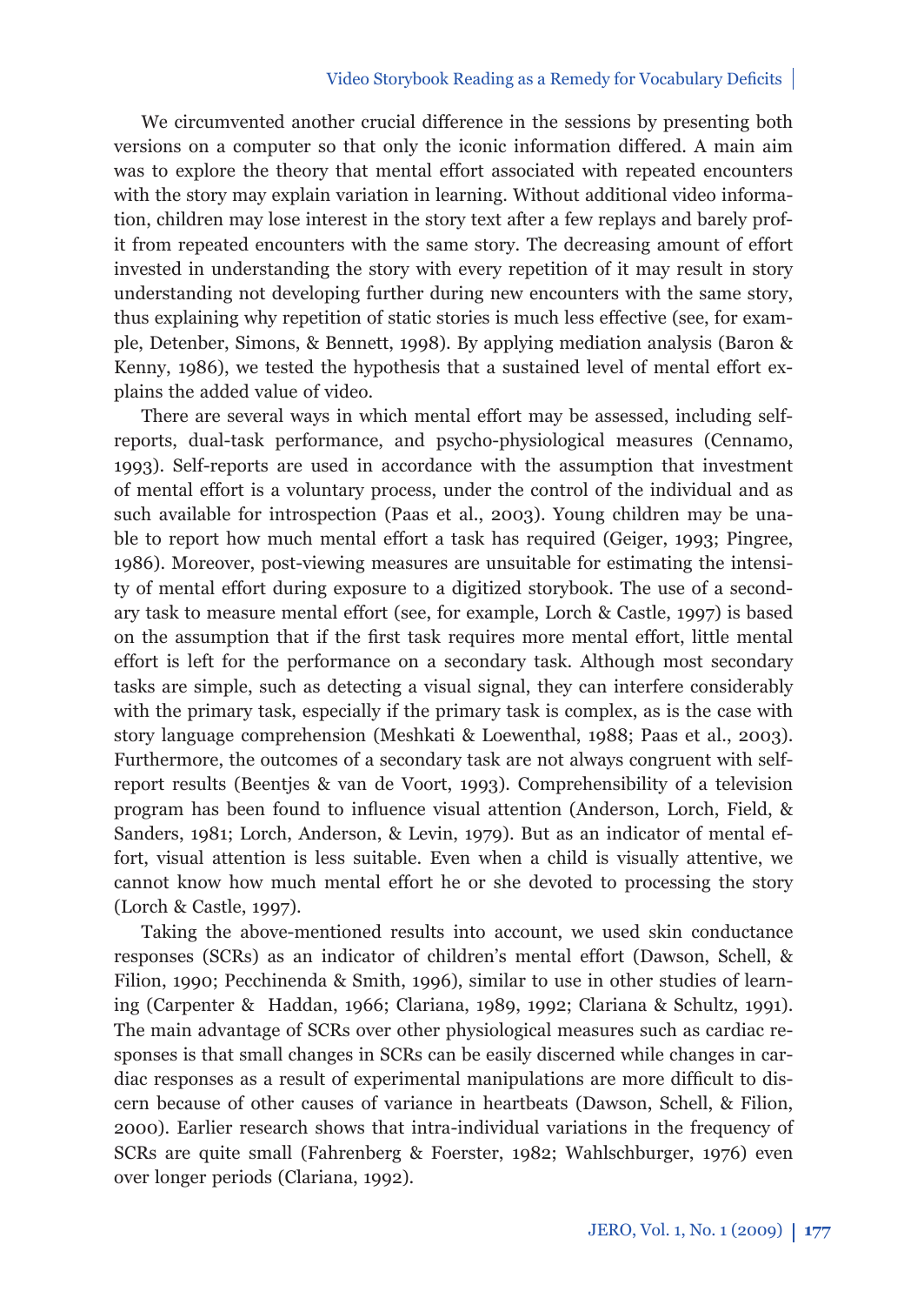We circumvented another crucial difference in the sessions by presenting both versions on a computer so that only the iconic information differed. A main aim was to explore the theory that mental effort associated with repeated encounters with the story may explain variation in learning. Without additional video information, children may lose interest in the story text after a few replays and barely profit from repeated encounters with the same story. The decreasing amount of effort invested in understanding the story with every repetition of it may result in story understanding not developing further during new encounters with the same story, thus explaining why repetition of static stories is much less effective (see, for example, Detenber, Simons, & Bennett, 1998). By applying mediation analysis (Baron & Kenny, 1986), we tested the hypothesis that a sustained level of mental effort explains the added value of video.

There are several ways in which mental effort may be assessed, including self-reports, dual-task performance, and psycho-physiological measures (Cennamo, 1993). Self-reports are used in accordance with the assumption that investment of mental effort is a voluntary process, under the control of the individual and as such available for introspection (Paas et al., 2003). Young children may be unable to report how much mental effort a task has required (Geiger, 1993; Pingree, 1986). Moreover, post-viewing measures are unsuitable for estimating the intensity of mental effort during exposure to a digitized storybook. The use of a secondary task to measure mental effort (see, for example, Lorch & Castle, 1997) is based on the assumption that if the first task requires more mental effort, little mental effort is left for the performance on a secondary task. Although most secondary tasks are simple, such as detecting a visual signal, they can interfere considerably with the primary task, especially if the primary task is complex, as is the case with story language comprehension (Meshkati & Loewenthal, 1988; Paas et al., 2003). Furthermore, the outcomes of a secondary task are not always congruent with self-report results (Beentjes & van de Voort, 1993). Comprehensibility of a television program has been found to influence visual attention (Anderson, Lorch, Field, & Sanders, 1981; Lorch, Anderson, & Levin, 1979). But as an indicator of mental effort, visual attention is less suitable. Even when a child is visually attentive, we cannot know how much mental effort he or she devoted to processing the story (Lorch & Castle, 1997).

Taking the above-mentioned results into account, we used skin conductance responses (SCRs) as an indicator of children's mental effort (Dawson, Schell, & Filion, 1990; Pecchinenda & Smith, 1996), similar to use in other studies of learning (Carpenter & Haddan, 1966; Clariana, 1989, 1992; Clariana & Schultz, 1991). The main advantage of SCRs over other physiological measures such as cardiac responses is that small changes in SCRs can be easily discerned while changes in cardiac responses as a result of experimental manipulations are more difficult to discern because of other causes of variance in heartbeats (Dawson, Schell, & Filion, 2000). Earlier research shows that intra-individual variations in the frequency of SCRs are quite small (Fahrenberg & Foerster, 1982; Wahlschburger, 1976) even over longer periods (Clariana, 1992).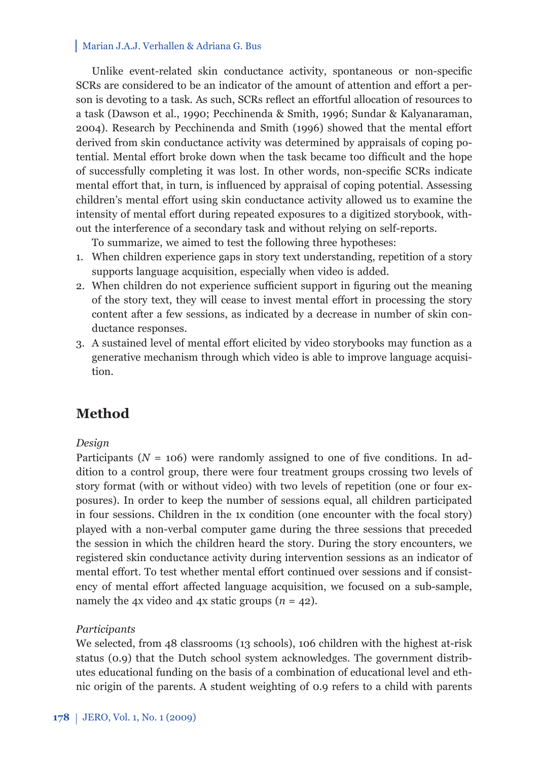Unlike event-related skin conductance activity, spontaneous or non-specific SCRs are considered to be an indicator of the amount of attention and effort a person is devoting to a task. As such, SCRs reflect an effortful allocation of resources to a task (Dawson et al., 1990; Pecchinenda & Smith, 1996; Sundar & Kalyanaraman, 2004). Research by Pecchinenda and Smith (1996) showed that the mental effort derived from skin conductance activity was determined by appraisals of coping potential. Mental effort broke down when the task became too difficult and the hope of successfully completing it was lost. In other words, non-specific SCRs indicate mental effort that, in turn, is influenced by appraisal of coping potential. Assessing children's mental effort using skin conductance activity allowed us to examine the intensity of mental effort during repeated exposures to a digitized storybook, without the interference of a secondary task and without relying on self-reports.

To summarize, we aimed to test the following three hypotheses:

1. When children experience gaps in story text understanding, repetition of a story supports language acquisition, especially when video is added.
2. When children do not experience sufficient support in figuring out the meaning of the story text, they will cease to invest mental effort in processing the story content after a few sessions, as indicated by a decrease in number of skin conductance responses.
3. A sustained level of mental effort elicited by video storybooks may function as a generative mechanism through which video is able to improve language acquisition.

## Method

*Design*

Participants ($N$ = 106) were randomly assigned to one of five conditions. In addition to a control group, there were four treatment groups crossing two levels of story format (with or without video) with two levels of repetition (one or four exposures). In order to keep the number of sessions equal, all children participated in four sessions. Children in the 1x condition (one encounter with the focal story) played with a non-verbal computer game during the three sessions that preceded the session in which the children heard the story. During the story encounters, we registered skin conductance activity during intervention sessions as an indicator of mental effort. To test whether mental effort continued over sessions and if consistency of mental effort affected language acquisition, we focused on a sub-sample, namely the 4x video and 4x static groups ($n$ = 42).

*Participants*

We selected, from 48 classrooms (13 schools), 106 children with the highest at-risk status (0.9) that the Dutch school system acknowledges. The government distributes educational funding on the basis of a combination of educational level and ethnic origin of the parents. A student weighting of 0.9 refers to a child with parents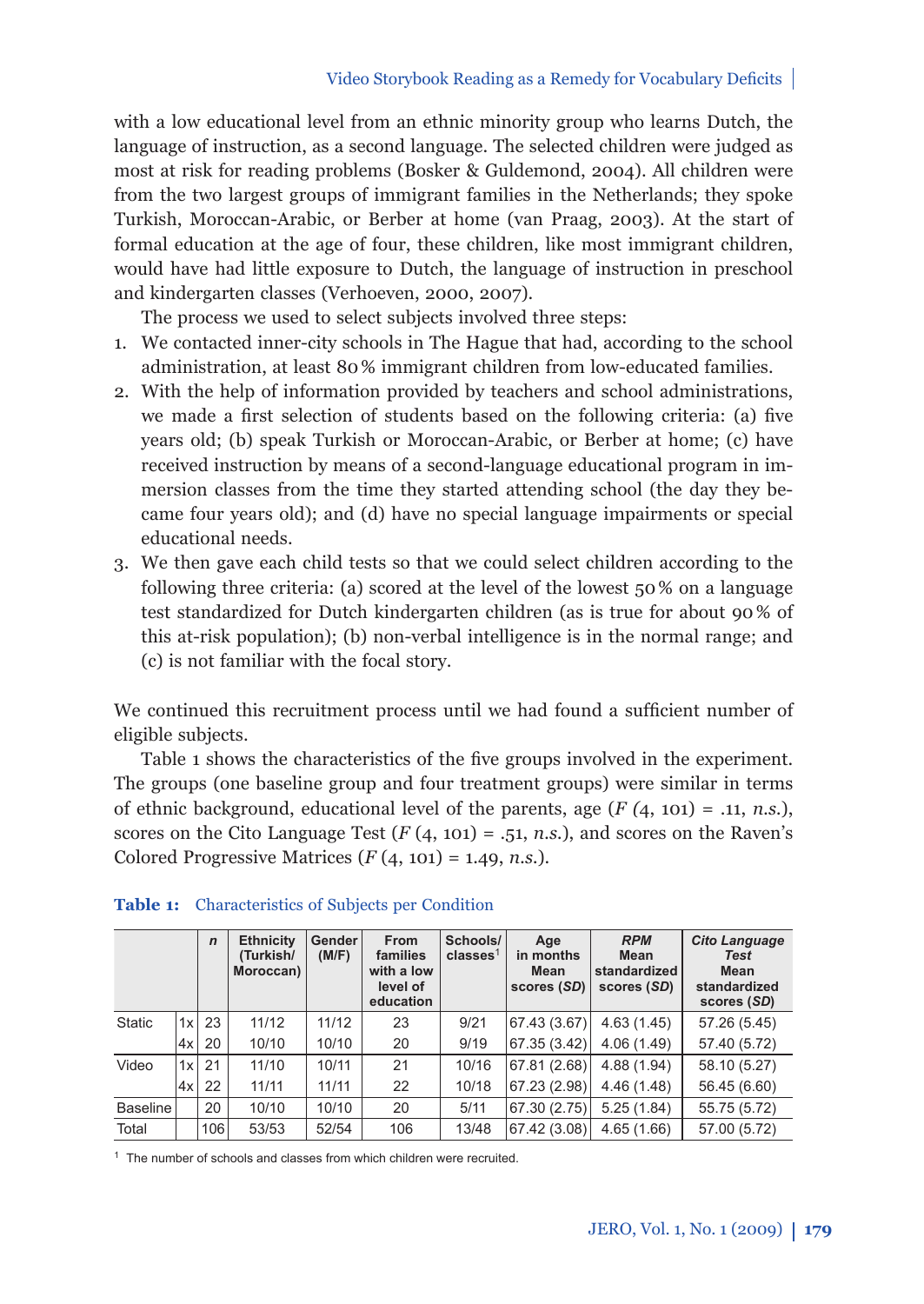with a low educational level from an ethnic minority group who learns Dutch, the language of instruction, as a second language. The selected children were judged as most at risk for reading problems (Bosker & Guldemond, 2004). All children were from the two largest groups of immigrant families in the Netherlands; they spoke Turkish, Moroccan-Arabic, or Berber at home (van Praag, 2003). At the start of formal education at the age of four, these children, like most immigrant children, would have had little exposure to Dutch, the language of instruction in preschool and kindergarten classes (Verhoeven, 2000, 2007).

The process we used to select subjects involved three steps:

1. We contacted inner-city schools in The Hague that had, according to the school administration, at least 80% immigrant children from low-educated families.
2. With the help of information provided by teachers and school administrations, we made a first selection of students based on the following criteria: (a) five years old; (b) speak Turkish or Moroccan-Arabic, or Berber at home; (c) have received instruction by means of a second-language educational program in immersion classes from the time they started attending school (the day they became four years old); and (d) have no special language impairments or special educational needs.
3. We then gave each child tests so that we could select children according to the following three criteria: (a) scored at the level of the lowest 50% on a language test standardized for Dutch kindergarten children (as is true for about 90% of this at-risk population); (b) non-verbal intelligence is in the normal range; and (c) is not familiar with the focal story.

We continued this recruitment process until we had found a sufficient number of eligible subjects.

Table 1 shows the characteristics of the five groups involved in the experiment. The groups (one baseline group and four treatment groups) were similar in terms of ethnic background, educational level of the parents, age ($F(4, 101) = .11$, *n.s.*), scores on the Cito Language Test ($F(4, 101) = .51$, *n.s.*), and scores on the Raven's Colored Progressive Matrices ($F(4, 101) = 1.49$, *n.s.*).

**Table 1:** Characteristics of Subjects per Condition

| | | *n* | Ethnicity (Turkish/ Moroccan) | Gender (M/F) | From families with a low level of education | Schools/ classes[1] | Age in months Mean scores (*SD*) | *RPM* Mean standardized scores (*SD*) | *Cito Language Test* Mean standardized scores (*SD*) |
|---|---|---|---|---|---|---|---|---|---|
| Static | 1x | 23 | 11/12 | 11/12 | 23 | 9/21 | 67.43 (3.67) | 4.63 (1.45) | 57.26 (5.45) |
| | 4x | 20 | 10/10 | 10/10 | 20 | 9/19 | 67.35 (3.42) | 4.06 (1.49) | 57.40 (5.72) |
| Video | 1x | 21 | 11/10 | 10/11 | 21 | 10/16 | 67.81 (2.68) | 4.88 (1.94) | 58.10 (5.27) |
| | 4x | 22 | 11/11 | 11/11 | 22 | 10/18 | 67.23 (2.98) | 4.46 (1.48) | 56.45 (6.60) |
| Baseline | | 20 | 10/10 | 10/10 | 20 | 5/11 | 67.30 (2.75) | 5.25 (1.84) | 55.75 (5.72) |
| Total | | 106 | 53/53 | 52/54 | 106 | 13/48 | 67.42 (3.08) | 4.65 (1.66) | 57.00 (5.72) |

[1] The number of schools and classes from which children were recruited.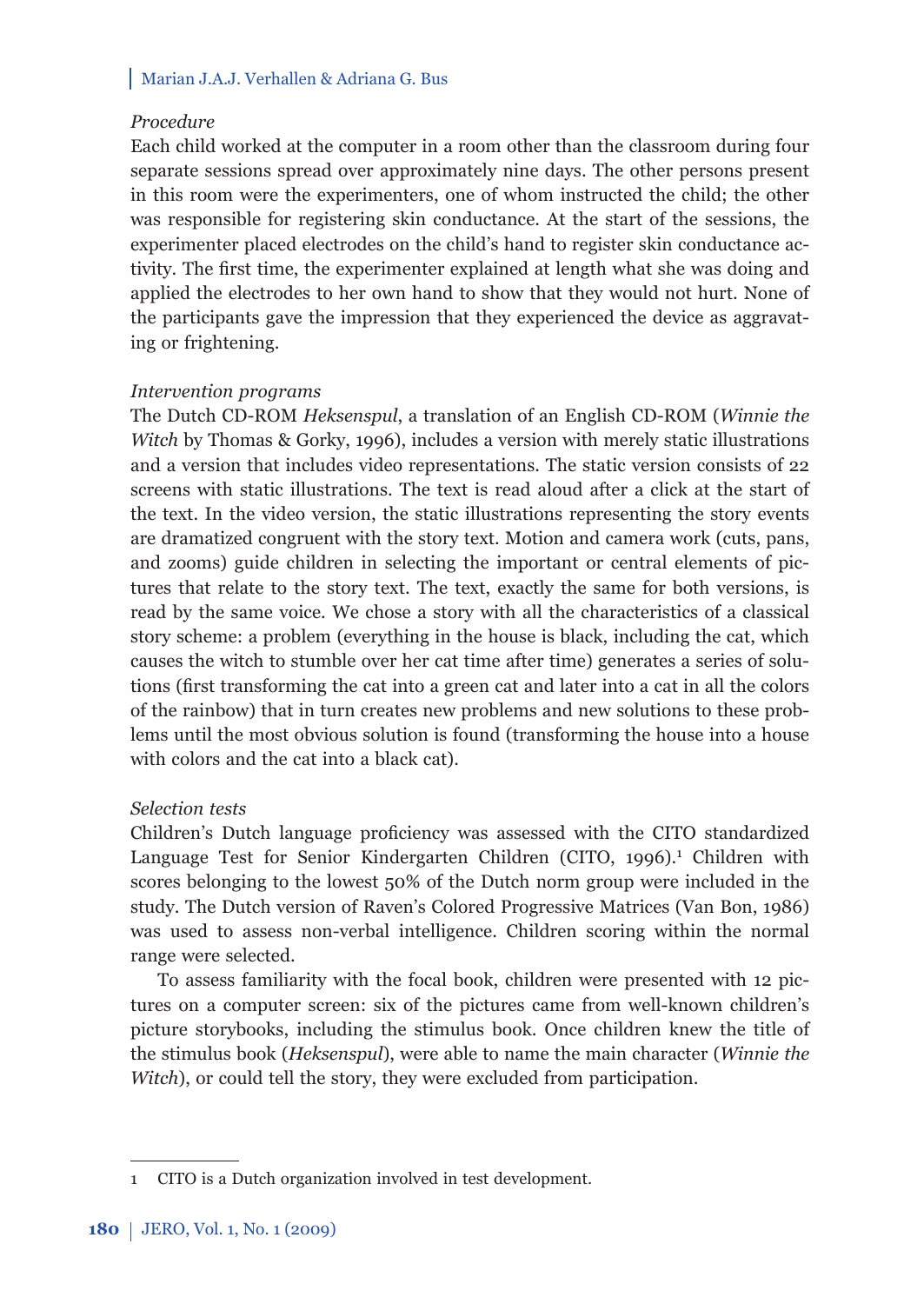*Procedure*

Each child worked at the computer in a room other than the classroom during four separate sessions spread over approximately nine days. The other persons present in this room were the experimenters, one of whom instructed the child; the other was responsible for registering skin conductance. At the start of the sessions, the experimenter placed electrodes on the child's hand to register skin conductance activity. The first time, the experimenter explained at length what she was doing and applied the electrodes to her own hand to show that they would not hurt. None of the participants gave the impression that they experienced the device as aggravating or frightening.

*Intervention programs*

The Dutch CD-ROM *Heksenspul*, a translation of an English CD-ROM (*Winnie the Witch* by Thomas & Gorky, 1996), includes a version with merely static illustrations and a version that includes video representations. The static version consists of 22 screens with static illustrations. The text is read aloud after a click at the start of the text. In the video version, the static illustrations representing the story events are dramatized congruent with the story text. Motion and camera work (cuts, pans, and zooms) guide children in selecting the important or central elements of pictures that relate to the story text. The text, exactly the same for both versions, is read by the same voice. We chose a story with all the characteristics of a classical story scheme: a problem (everything in the house is black, including the cat, which causes the witch to stumble over her cat time after time) generates a series of solutions (first transforming the cat into a green cat and later into a cat in all the colors of the rainbow) that in turn creates new problems and new solutions to these problems until the most obvious solution is found (transforming the house into a house with colors and the cat into a black cat).

*Selection tests*

Children's Dutch language proficiency was assessed with the CITO standardized Language Test for Senior Kindergarten Children (CITO, 1996).[1] Children with scores belonging to the lowest 50% of the Dutch norm group were included in the study. The Dutch version of Raven's Colored Progressive Matrices (Van Bon, 1986) was used to assess non-verbal intelligence. Children scoring within the normal range were selected.

To assess familiarity with the focal book, children were presented with 12 pictures on a computer screen: six of the pictures came from well-known children's picture storybooks, including the stimulus book. Once children knew the title of the stimulus book (*Heksenspul*), were able to name the main character (*Winnie the Witch*), or could tell the story, they were excluded from participation.

---

1 CITO is a Dutch organization involved in test development.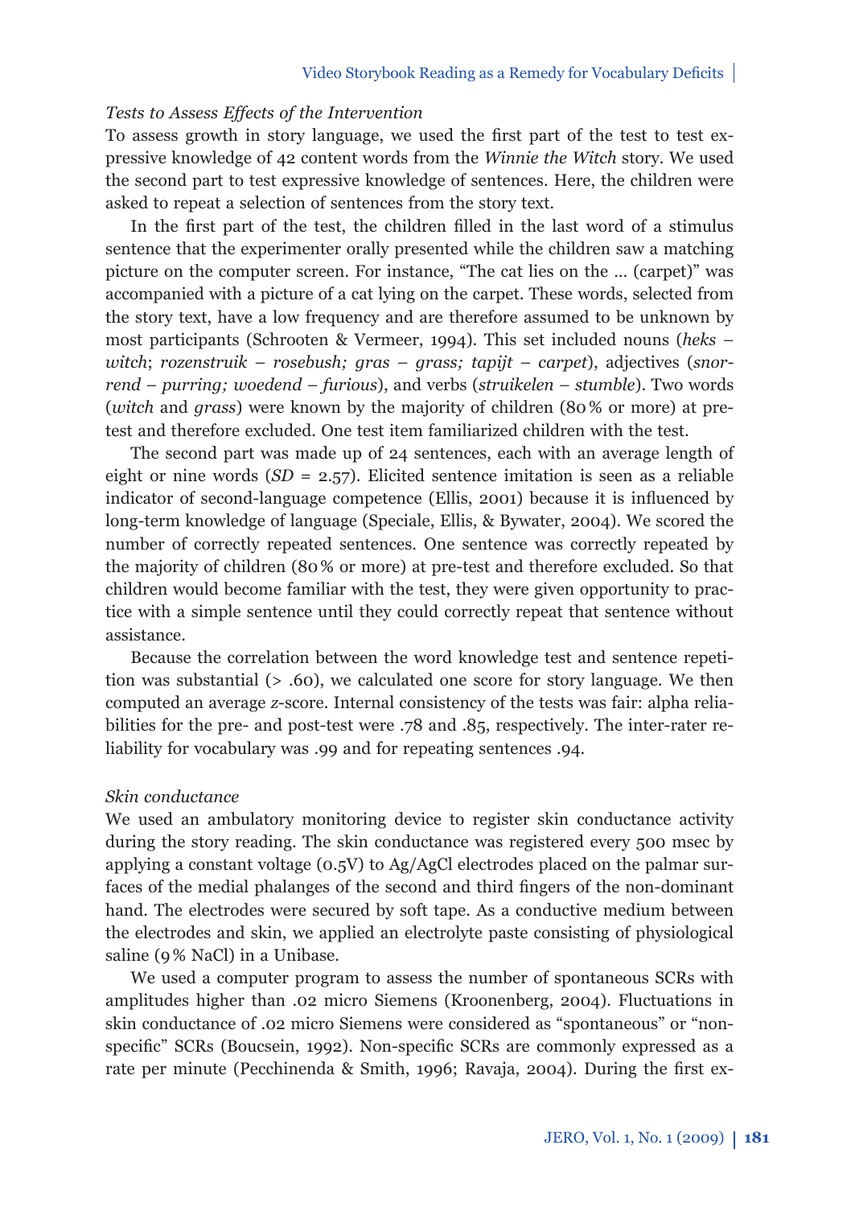*Tests to Assess Effects of the Intervention*

To assess growth in story language, we used the first part of the test to test expressive knowledge of 42 content words from the *Winnie the Witch* story. We used the second part to test expressive knowledge of sentences. Here, the children were asked to repeat a selection of sentences from the story text.

In the first part of the test, the children filled in the last word of a stimulus sentence that the experimenter orally presented while the children saw a matching picture on the computer screen. For instance, "The cat lies on the … (carpet)" was accompanied with a picture of a cat lying on the carpet. These words, selected from the story text, have a low frequency and are therefore assumed to be unknown by most participants (Schrooten & Vermeer, 1994). This set included nouns (*heks – witch*; *rozenstruik – rosebush; gras – grass; tapijt – carpet*), adjectives (*snorrend – purring; woedend – furious*), and verbs (*struikelen – stumble*). Two words (*witch* and *grass*) were known by the majority of children (80% or more) at pre-test and therefore excluded. One test item familiarized children with the test.

The second part was made up of 24 sentences, each with an average length of eight or nine words ($SD$ = 2.57). Elicited sentence imitation is seen as a reliable indicator of second-language competence (Ellis, 2001) because it is influenced by long-term knowledge of language (Speciale, Ellis, & Bywater, 2004). We scored the number of correctly repeated sentences. One sentence was correctly repeated by the majority of children (80% or more) at pre-test and therefore excluded. So that children would become familiar with the test, they were given opportunity to practice with a simple sentence until they could correctly repeat that sentence without assistance.

Because the correlation between the word knowledge test and sentence repetition was substantial (> .60), we calculated one score for story language. We then computed an average $z$-score. Internal consistency of the tests was fair: alpha reliabilities for the pre- and post-test were .78 and .85, respectively. The inter-rater reliability for vocabulary was .99 and for repeating sentences .94.

*Skin conductance*

We used an ambulatory monitoring device to register skin conductance activity during the story reading. The skin conductance was registered every 500 msec by applying a constant voltage (0.5V) to Ag/AgCl electrodes placed on the palmar surfaces of the medial phalanges of the second and third fingers of the non-dominant hand. The electrodes were secured by soft tape. As a conductive medium between the electrodes and skin, we applied an electrolyte paste consisting of physiological saline (9% NaCl) in a Unibase.

We used a computer program to assess the number of spontaneous SCRs with amplitudes higher than .02 micro Siemens (Kroonenberg, 2004). Fluctuations in skin conductance of .02 micro Siemens were considered as "spontaneous" or "non-specific" SCRs (Boucsein, 1992). Non-specific SCRs are commonly expressed as a rate per minute (Pecchinenda & Smith, 1996; Ravaja, 2004). During the first ex-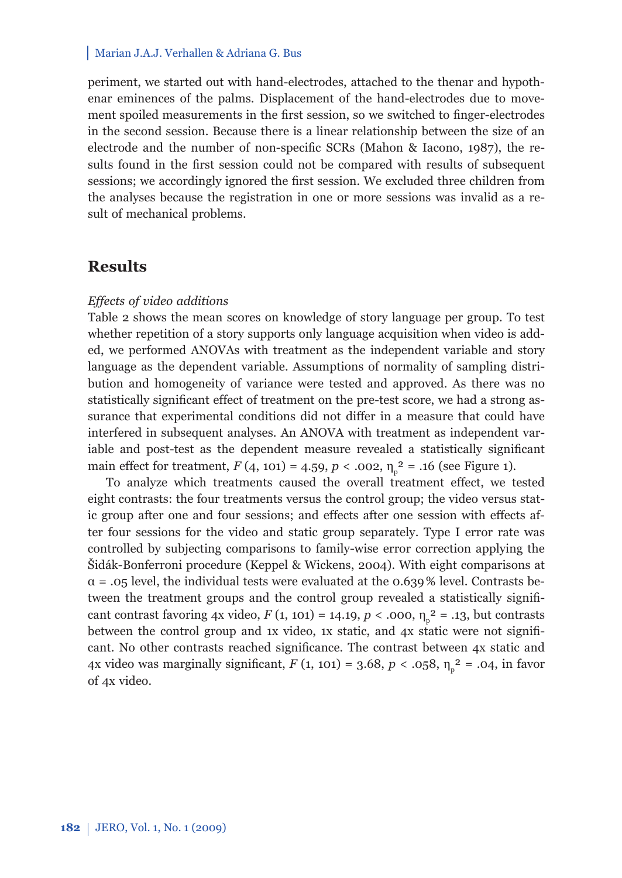periment, we started out with hand-electrodes, attached to the thenar and hypothenar eminences of the palms. Displacement of the hand-electrodes due to movement spoiled measurements in the first session, so we switched to finger-electrodes in the second session. Because there is a linear relationship between the size of an electrode and the number of non-specific SCRs (Mahon & Iacono, 1987), the results found in the first session could not be compared with results of subsequent sessions; we accordingly ignored the first session. We excluded three children from the analyses because the registration in one or more sessions was invalid as a result of mechanical problems.

## Results

*Effects of video additions*

Table 2 shows the mean scores on knowledge of story language per group. To test whether repetition of a story supports only language acquisition when video is added, we performed ANOVAs with treatment as the independent variable and story language as the dependent variable. Assumptions of normality of sampling distribution and homogeneity of variance were tested and approved. As there was no statistically significant effect of treatment on the pre-test score, we had a strong assurance that experimental conditions did not differ in a measure that could have interfered in subsequent analyses. An ANOVA with treatment as independent variable and post-test as the dependent measure revealed a statistically significant main effect for treatment, $F\,(4, 101) = 4.59$, $p < .002$, $\eta_p^2 = .16$ (see Figure 1).

To analyze which treatments caused the overall treatment effect, we tested eight contrasts: the four treatments versus the control group; the video versus static group after one and four sessions; and effects after one session with effects after four sessions for the video and static group separately. Type I error rate was controlled by subjecting comparisons to family-wise error correction applying the Šidák-Bonferroni procedure (Keppel & Wickens, 2004). With eight comparisons at $\alpha = .05$ level, the individual tests were evaluated at the 0.639 % level. Contrasts between the treatment groups and the control group revealed a statistically significant contrast favoring 4x video, $F\,(1, 101) = 14.19$, $p < .000$, $\eta_p^2 = .13$, but contrasts between the control group and 1x video, 1x static, and 4x static were not significant. No other contrasts reached significance. The contrast between 4x static and 4x video was marginally significant, $F\,(1, 101) = 3.68$, $p < .058$, $\eta_p^2 = .04$, in favor of 4x video.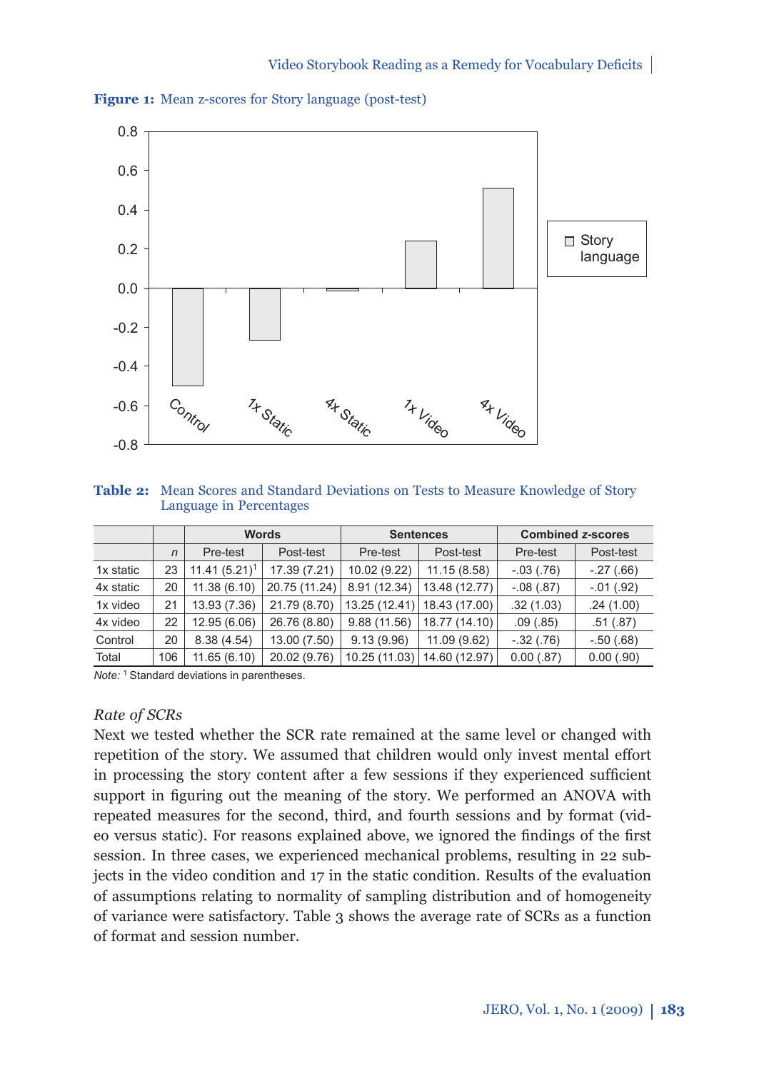**Figure 1:** Mean z-scores for Story language (post-test)

**Table 2:** Mean Scores and Standard Deviations on Tests to Measure Knowledge of Story Language in Percentages

| | | Words | | Sentences | | Combined *z*-scores | |
|---|---|---|---|---|---|---|---|
| | *n* | Pre-test | Post-test | Pre-test | Post-test | Pre-test | Post-test |
| 1x static | 23 | 11.41 (5.21)[1] | 17.39 (7.21) | 10.02 (9.22) | 11.15 (8.58) | -.03 (.76) | -.27 (.66) |
| 4x static | 20 | 11.38 (6.10) | 20.75 (11.24) | 8.91 (12.34) | 13.48 (12.77) | -.08 (.87) | -.01 (.92) |
| 1x video | 21 | 13.93 (7.36) | 21.79 (8.70) | 13.25 (12.41) | 18.43 (17.00) | .32 (1.03) | .24 (1.00) |
| 4x video | 22 | 12.95 (6.06) | 26.76 (8.80) | 9.88 (11.56) | 18.77 (14.10) | .09 (.85) | .51 (.87) |
| Control | 20 | 8.38 (4.54) | 13.00 (7.50) | 9.13 (9.96) | 11.09 (9.62) | -.32 (.76) | -.50 (.68) |
| Total | 106 | 11.65 (6.10) | 20.02 (9.76) | 10.25 (11.03) | 14.60 (12.97) | 0.00 (.87) | 0.00 (.90) |

*Note:* [1] Standard deviations in parentheses.

### *Rate of SCRs*

Next we tested whether the SCR rate remained at the same level or changed with repetition of the story. We assumed that children would only invest mental effort in processing the story content after a few sessions if they experienced sufficient support in figuring out the meaning of the story. We performed an ANOVA with repeated measures for the second, third, and fourth sessions and by format (video versus static). For reasons explained above, we ignored the findings of the first session. In three cases, we experienced mechanical problems, resulting in 22 subjects in the video condition and 17 in the static condition. Results of the evaluation of assumptions relating to normality of sampling distribution and of homogeneity of variance were satisfactory. Table 3 shows the average rate of SCRs as a function of format and session number.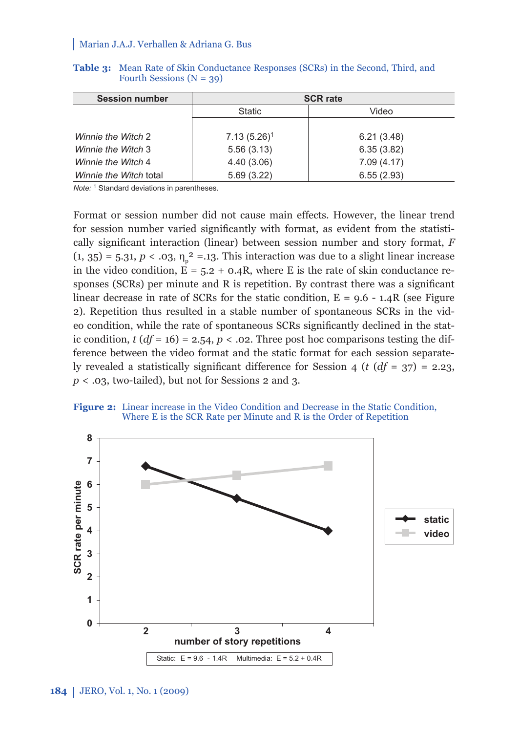**Table 3:** Mean Rate of Skin Conductance Responses (SCRs) in the Second, Third, and Fourth Sessions (N = 39)

| Session number | SCR rate | |
|---|---|---|
| | Static | Video |
| *Winnie the Witch* 2 | 7.13 (5.26)[1] | 6.21 (3.48) |
| *Winnie the Witch* 3 | 5.56 (3.13) | 6.35 (3.82) |
| *Winnie the Witch* 4 | 4.40 (3.06) | 7.09 (4.17) |
| *Winnie the Witch* total | 5.69 (3.22) | 6.55 (2.93) |

*Note:* [1] Standard deviations in parentheses.

Format or session number did not cause main effects. However, the linear trend for session number varied significantly with format, as evident from the statistically significant interaction (linear) between session number and story format, $F(1, 35) = 5.31$, $p < .03$, $\eta_p^2 = .13$. This interaction was due to a slight linear increase in the video condition, $E = 5.2 + 0.4R$, where E is the rate of skin conductance responses (SCRs) per minute and R is repetition. By contrast there was a significant linear decrease in rate of SCRs for the static condition, $E = 9.6 - 1.4R$ (see Figure 2). Repetition thus resulted in a stable number of spontaneous SCRs in the video condition, while the rate of spontaneous SCRs significantly declined in the static condition, $t(df = 16) = 2.54$, $p < .02$. Three post hoc comparisons testing the difference between the video format and the static format for each session separately revealed a statistically significant difference for Session 4 ($t(df = 37) = 2.23$, $p < .03$, two-tailed), but not for Sessions 2 and 3.

**Figure 2:** Linear increase in the Video Condition and Decrease in the Static Condition, Where E is the SCR Rate per Minute and R is the Order of Repetition

Static: E = 9.6 - 1.4R Multimedia: E = 5.2 + 0.4R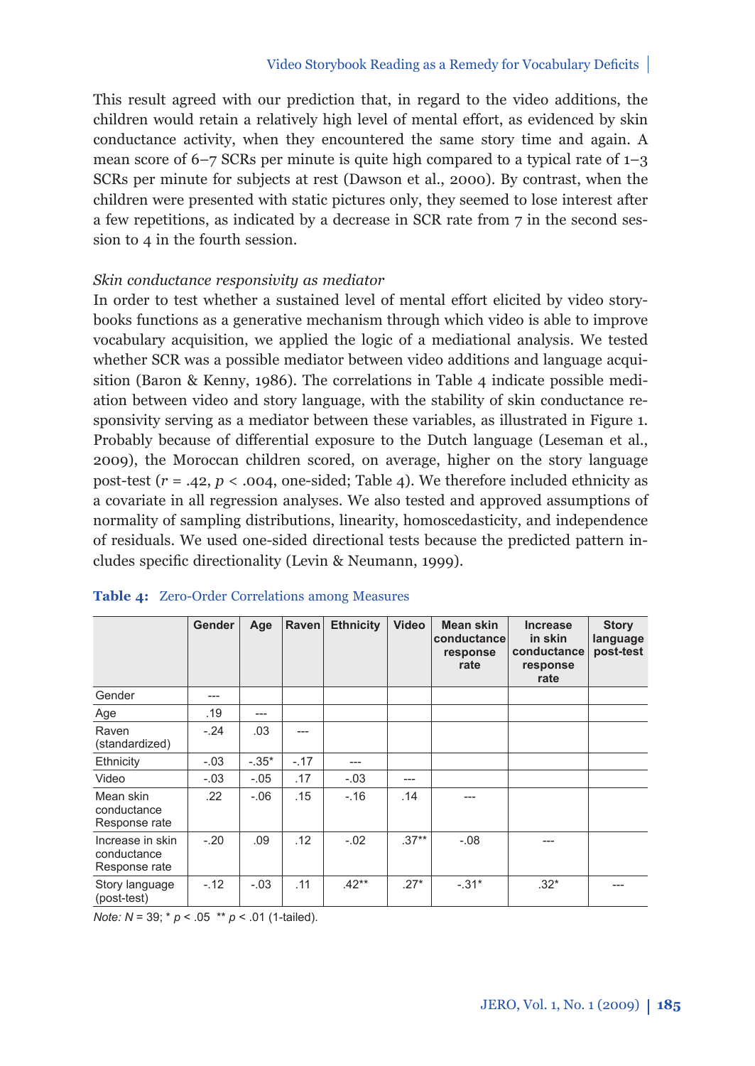This result agreed with our prediction that, in regard to the video additions, the children would retain a relatively high level of mental effort, as evidenced by skin conductance activity, when they encountered the same story time and again. A mean score of 6–7 SCRs per minute is quite high compared to a typical rate of 1–3 SCRs per minute for subjects at rest (Dawson et al., 2000). By contrast, when the children were presented with static pictures only, they seemed to lose interest after a few repetitions, as indicated by a decrease in SCR rate from 7 in the second session to 4 in the fourth session.

*Skin conductance responsivity as mediator*

In order to test whether a sustained level of mental effort elicited by video storybooks functions as a generative mechanism through which video is able to improve vocabulary acquisition, we applied the logic of a mediational analysis. We tested whether SCR was a possible mediator between video additions and language acquisition (Baron & Kenny, 1986). The correlations in Table 4 indicate possible mediation between video and story language, with the stability of skin conductance responsivity serving as a mediator between these variables, as illustrated in Figure 1. Probably because of differential exposure to the Dutch language (Leseman et al., 2009), the Moroccan children scored, on average, higher on the story language post-test ($r = .42$, $p < .004$, one-sided; Table 4). We therefore included ethnicity as a covariate in all regression analyses. We also tested and approved assumptions of normality of sampling distributions, linearity, homoscedasticity, and independence of residuals. We used one-sided directional tests because the predicted pattern includes specific directionality (Levin & Neumann, 1999).

**Table 4:** Zero-Order Correlations among Measures

| | Gender | Age | Raven | Ethnicity | Video | Mean skin conductance response rate | Increase in skin conductance response rate | Story language post-test |
|---|---|---|---|---|---|---|---|---|
| Gender | --- | | | | | | | |
| Age | .19 | --- | | | | | | |
| Raven (standardized) | -.24 | .03 | --- | | | | | |
| Ethnicity | -.03 | -.35* | -.17 | --- | | | | |
| Video | -.03 | -.05 | .17 | -.03 | --- | | | |
| Mean skin conductance Response rate | .22 | -.06 | .15 | -.16 | .14 | --- | | |
| Increase in skin conductance Response rate | -.20 | .09 | .12 | -.02 | .37** | -.08 | --- | |
| Story language (post-test) | -.12 | -.03 | .11 | .42** | .27* | -.31* | .32* | --- |

*Note: N* = 39; * $p < .05$ ** $p < .01$ (1-tailed).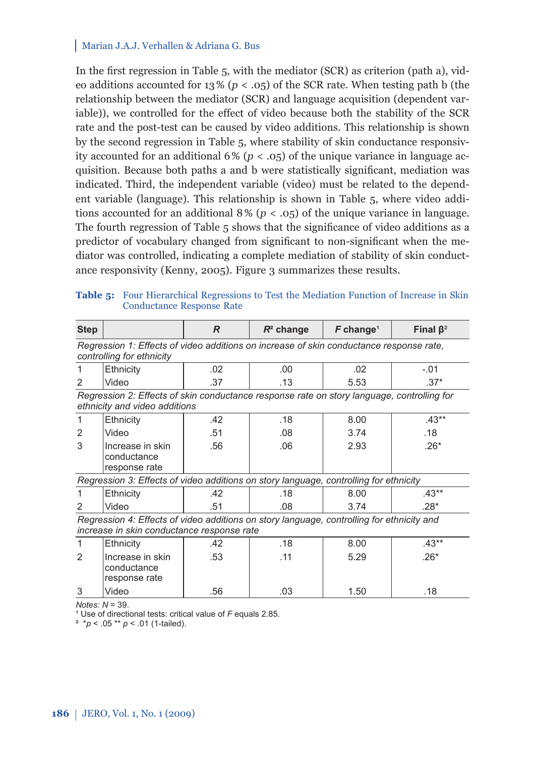In the first regression in Table 5, with the mediator (SCR) as criterion (path a), video additions accounted for 13 % ($p < .05$) of the SCR rate. When testing path b (the relationship between the mediator (SCR) and language acquisition (dependent variable)), we controlled for the effect of video because both the stability of the SCR rate and the post-test can be caused by video additions. This relationship is shown by the second regression in Table 5, where stability of skin conductance responsivity accounted for an additional 6 % ($p < .05$) of the unique variance in language acquisition. Because both paths a and b were statistically significant, mediation was indicated. Third, the independent variable (video) must be related to the dependent variable (language). This relationship is shown in Table 5, where video additions accounted for an additional 8 % ($p < .05$) of the unique variance in language. The fourth regression of Table 5 shows that the significance of video additions as a predictor of vocabulary changed from significant to non-significant when the mediator was controlled, indicating a complete mediation of stability of skin conductance responsivity (Kenny, 2005). Figure 3 summarizes these results.

**Table 5:** Four Hierarchical Regressions to Test the Mediation Function of Increase in Skin Conductance Response Rate

| Step | | *R* | $R^2$ change | *F* change[1] | Final β[2] |
|---|---|---|---|---|---|
| *Regression 1: Effects of video additions on increase of skin conductance response rate, controlling for ethnicity* | | | | | |
| 1 | Ethnicity | .02 | .00 | .02 | -.01 |
| 2 | Video | .37 | .13 | 5.53 | .37* |
| *Regression 2: Effects of skin conductance response rate on story language, controlling for ethnicity and video additions* | | | | | |
| 1 | Ethnicity | .42 | .18 | 8.00 | .43** |
| 2 | Video | .51 | .08 | 3.74 | .18 |
| 3 | Increase in skin conductance response rate | .56 | .06 | 2.93 | .26* |
| *Regression 3: Effects of video additions on story language, controlling for ethnicity* | | | | | |
| 1 | Ethnicity | .42 | .18 | 8.00 | .43** |
| 2 | Video | .51 | .08 | 3.74 | .28* |
| *Regression 4: Effects of video additions on story language, controlling for ethnicity and increase in skin conductance response rate* | | | | | |
| 1 | Ethnicity | .42 | .18 | 8.00 | .43** |
| 2 | Increase in skin conductance response rate | .53 | .11 | 5.29 | .26* |
| 3 | Video | .56 | .03 | 1.50 | .18 |

*Notes:* $N = 39$.
[1] Use of directional tests: critical value of *F* equals 2.85.
[2] *$p < .05$ ** $p < .01$ (1-tailed).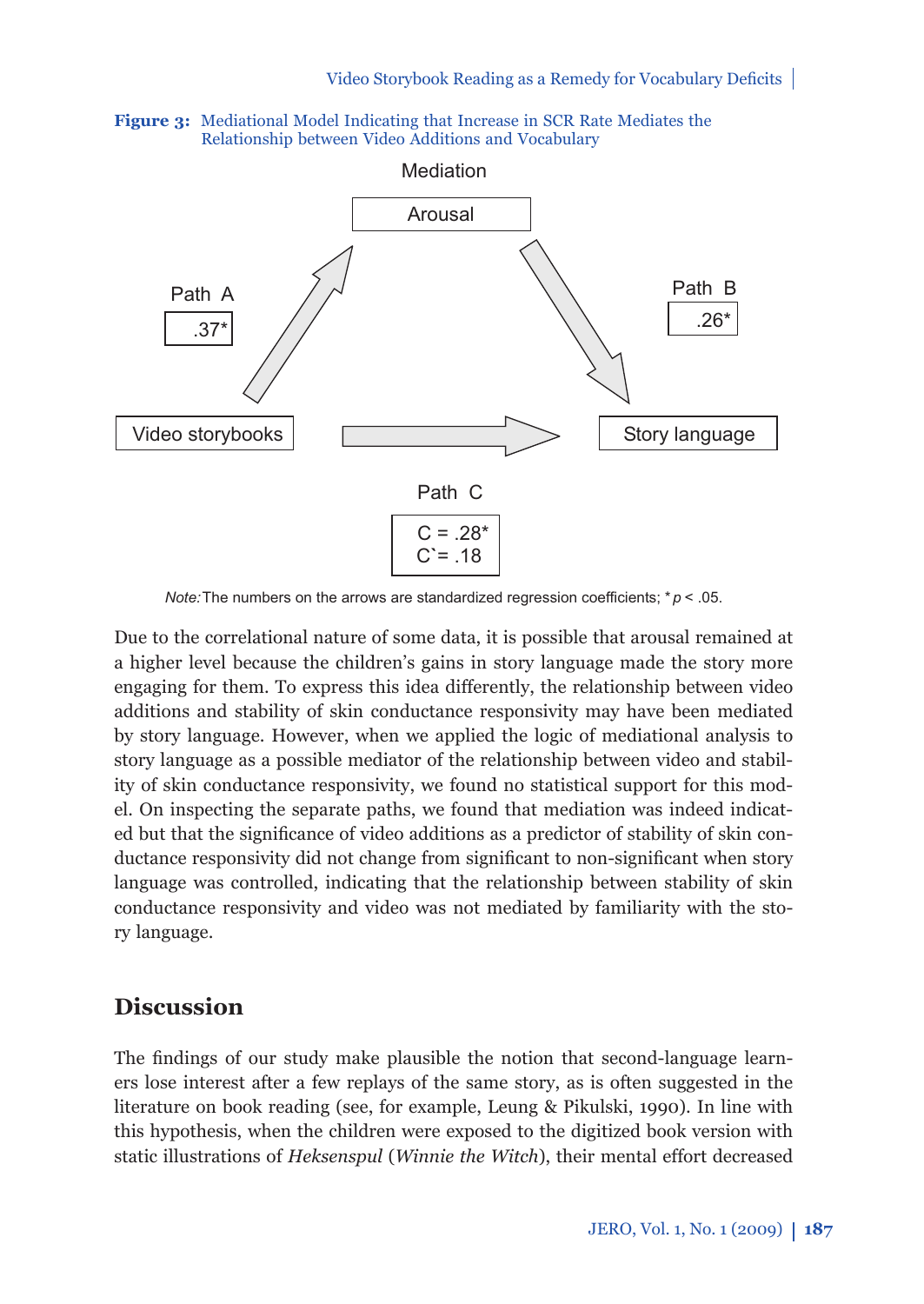**Figure 3:** Mediational Model Indicating that Increase in SCR Rate Mediates the Relationship between Video Additions and Vocabulary

Mediation

Arousal

Path A

.37*

Path B

.26*

Video storybooks

Story language

Path C

C = .28*
C`= .18

*Note:* The numbers on the arrows are standardized regression coefficients; * $p < .05$.

Due to the correlational nature of some data, it is possible that arousal remained at a higher level because the children's gains in story language made the story more engaging for them. To express this idea differently, the relationship between video additions and stability of skin conductance responsivity may have been mediated by story language. However, when we applied the logic of mediational analysis to story language as a possible mediator of the relationship between video and stability of skin conductance responsivity, we found no statistical support for this model. On inspecting the separate paths, we found that mediation was indeed indicated but that the significance of video additions as a predictor of stability of skin conductance responsivity did not change from significant to non-significant when story language was controlled, indicating that the relationship between stability of skin conductance responsivity and video was not mediated by familiarity with the story language.

## Discussion

The findings of our study make plausible the notion that second-language learners lose interest after a few replays of the same story, as is often suggested in the literature on book reading (see, for example, Leung & Pikulski, 1990). In line with this hypothesis, when the children were exposed to the digitized book version with static illustrations of *Heksenspul* (*Winnie the Witch*), their mental effort decreased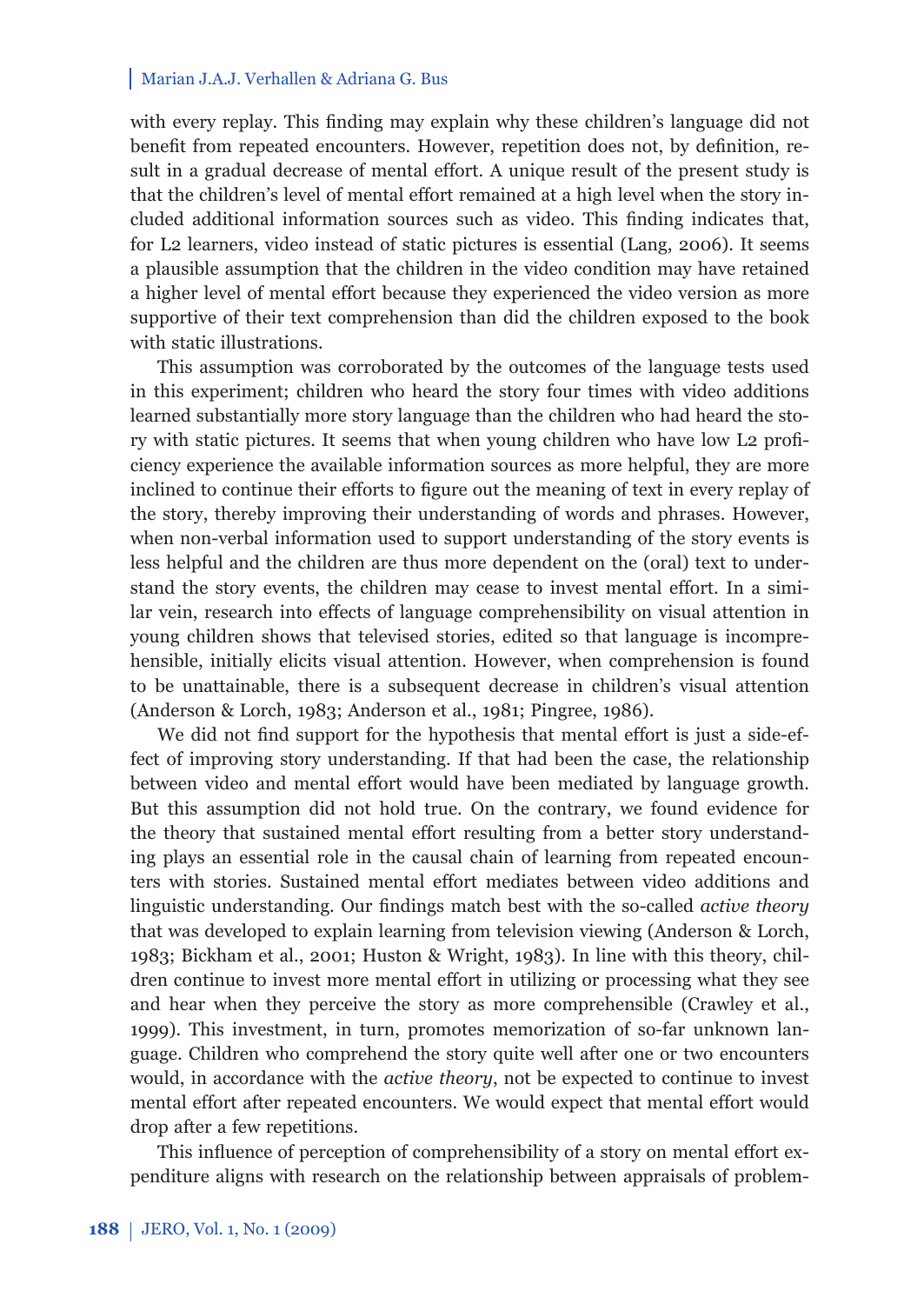with every replay. This finding may explain why these children's language did not benefit from repeated encounters. However, repetition does not, by definition, result in a gradual decrease of mental effort. A unique result of the present study is that the children's level of mental effort remained at a high level when the story included additional information sources such as video. This finding indicates that, for L2 learners, video instead of static pictures is essential (Lang, 2006). It seems a plausible assumption that the children in the video condition may have retained a higher level of mental effort because they experienced the video version as more supportive of their text comprehension than did the children exposed to the book with static illustrations.

This assumption was corroborated by the outcomes of the language tests used in this experiment; children who heard the story four times with video additions learned substantially more story language than the children who had heard the story with static pictures. It seems that when young children who have low L2 proficiency experience the available information sources as more helpful, they are more inclined to continue their efforts to figure out the meaning of text in every replay of the story, thereby improving their understanding of words and phrases. However, when non-verbal information used to support understanding of the story events is less helpful and the children are thus more dependent on the (oral) text to understand the story events, the children may cease to invest mental effort. In a similar vein, research into effects of language comprehensibility on visual attention in young children shows that televised stories, edited so that language is incomprehensible, initially elicits visual attention. However, when comprehension is found to be unattainable, there is a subsequent decrease in children's visual attention (Anderson & Lorch, 1983; Anderson et al., 1981; Pingree, 1986).

We did not find support for the hypothesis that mental effort is just a side-effect of improving story understanding. If that had been the case, the relationship between video and mental effort would have been mediated by language growth. But this assumption did not hold true. On the contrary, we found evidence for the theory that sustained mental effort resulting from a better story understanding plays an essential role in the causal chain of learning from repeated encounters with stories. Sustained mental effort mediates between video additions and linguistic understanding. Our findings match best with the so-called *active theory* that was developed to explain learning from television viewing (Anderson & Lorch, 1983; Bickham et al., 2001; Huston & Wright, 1983). In line with this theory, children continue to invest more mental effort in utilizing or processing what they see and hear when they perceive the story as more comprehensible (Crawley et al., 1999). This investment, in turn, promotes memorization of so-far unknown language. Children who comprehend the story quite well after one or two encounters would, in accordance with the *active theory*, not be expected to continue to invest mental effort after repeated encounters. We would expect that mental effort would drop after a few repetitions.

This influence of perception of comprehensibility of a story on mental effort expenditure aligns with research on the relationship between appraisals of problem-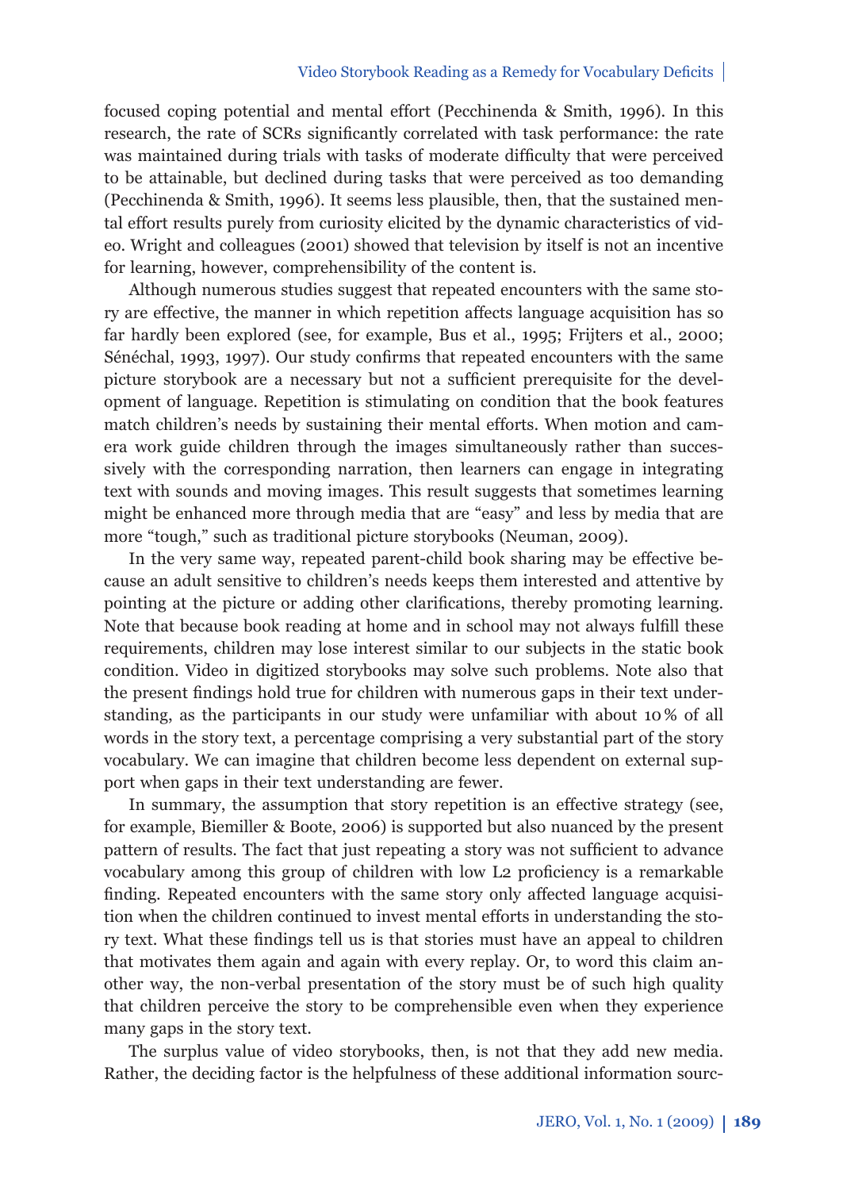focused coping potential and mental effort (Pecchinenda & Smith, 1996). In this research, the rate of SCRs significantly correlated with task performance: the rate was maintained during trials with tasks of moderate difficulty that were perceived to be attainable, but declined during tasks that were perceived as too demanding (Pecchinenda & Smith, 1996). It seems less plausible, then, that the sustained mental effort results purely from curiosity elicited by the dynamic characteristics of video. Wright and colleagues (2001) showed that television by itself is not an incentive for learning, however, comprehensibility of the content is.

Although numerous studies suggest that repeated encounters with the same story are effective, the manner in which repetition affects language acquisition has so far hardly been explored (see, for example, Bus et al., 1995; Frijters et al., 2000; Sénéchal, 1993, 1997). Our study confirms that repeated encounters with the same picture storybook are a necessary but not a sufficient prerequisite for the development of language. Repetition is stimulating on condition that the book features match children's needs by sustaining their mental efforts. When motion and camera work guide children through the images simultaneously rather than successively with the corresponding narration, then learners can engage in integrating text with sounds and moving images. This result suggests that sometimes learning might be enhanced more through media that are "easy" and less by media that are more "tough," such as traditional picture storybooks (Neuman, 2009).

In the very same way, repeated parent-child book sharing may be effective because an adult sensitive to children's needs keeps them interested and attentive by pointing at the picture or adding other clarifications, thereby promoting learning. Note that because book reading at home and in school may not always fulfill these requirements, children may lose interest similar to our subjects in the static book condition. Video in digitized storybooks may solve such problems. Note also that the present findings hold true for children with numerous gaps in their text understanding, as the participants in our study were unfamiliar with about 10 % of all words in the story text, a percentage comprising a very substantial part of the story vocabulary. We can imagine that children become less dependent on external support when gaps in their text understanding are fewer.

In summary, the assumption that story repetition is an effective strategy (see, for example, Biemiller & Boote, 2006) is supported but also nuanced by the present pattern of results. The fact that just repeating a story was not sufficient to advance vocabulary among this group of children with low L2 proficiency is a remarkable finding. Repeated encounters with the same story only affected language acquisition when the children continued to invest mental efforts in understanding the story text. What these findings tell us is that stories must have an appeal to children that motivates them again and again with every replay. Or, to word this claim another way, the non-verbal presentation of the story must be of such high quality that children perceive the story to be comprehensible even when they experience many gaps in the story text.

The surplus value of video storybooks, then, is not that they add new media. Rather, the deciding factor is the helpfulness of these additional information sourc-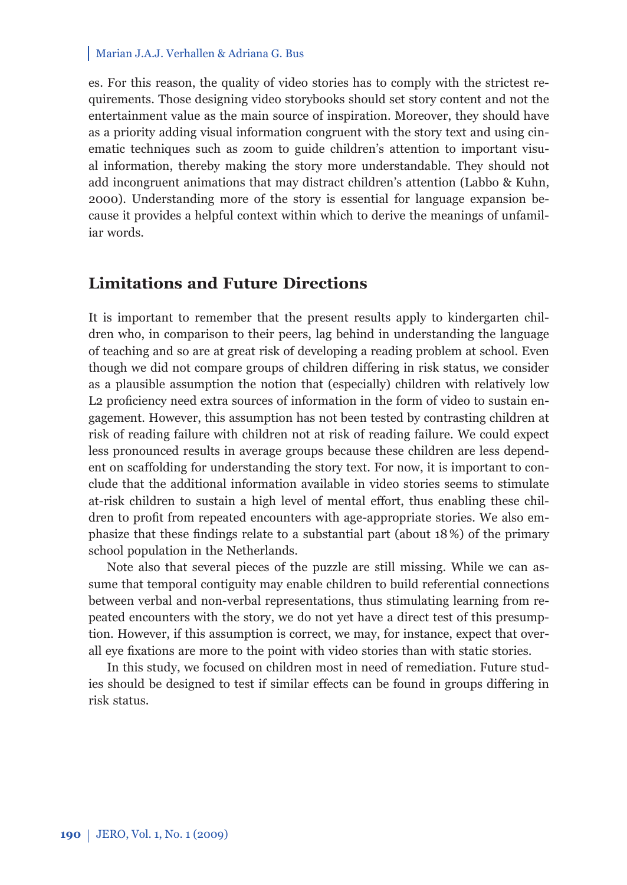es. For this reason, the quality of video stories has to comply with the strictest requirements. Those designing video storybooks should set story content and not the entertainment value as the main source of inspiration. Moreover, they should have as a priority adding visual information congruent with the story text and using cinematic techniques such as zoom to guide children's attention to important visual information, thereby making the story more understandable. They should not add incongruent animations that may distract children's attention (Labbo & Kuhn, 2000). Understanding more of the story is essential for language expansion because it provides a helpful context within which to derive the meanings of unfamiliar words.

## Limitations and Future Directions

It is important to remember that the present results apply to kindergarten children who, in comparison to their peers, lag behind in understanding the language of teaching and so are at great risk of developing a reading problem at school. Even though we did not compare groups of children differing in risk status, we consider as a plausible assumption the notion that (especially) children with relatively low L2 proficiency need extra sources of information in the form of video to sustain engagement. However, this assumption has not been tested by contrasting children at risk of reading failure with children not at risk of reading failure. We could expect less pronounced results in average groups because these children are less dependent on scaffolding for understanding the story text. For now, it is important to conclude that the additional information available in video stories seems to stimulate at-risk children to sustain a high level of mental effort, thus enabling these children to profit from repeated encounters with age-appropriate stories. We also emphasize that these findings relate to a substantial part (about 18%) of the primary school population in the Netherlands.

Note also that several pieces of the puzzle are still missing. While we can assume that temporal contiguity may enable children to build referential connections between verbal and non-verbal representations, thus stimulating learning from repeated encounters with the story, we do not yet have a direct test of this presumption. However, if this assumption is correct, we may, for instance, expect that overall eye fixations are more to the point with video stories than with static stories.

In this study, we focused on children most in need of remediation. Future studies should be designed to test if similar effects can be found in groups differing in risk status.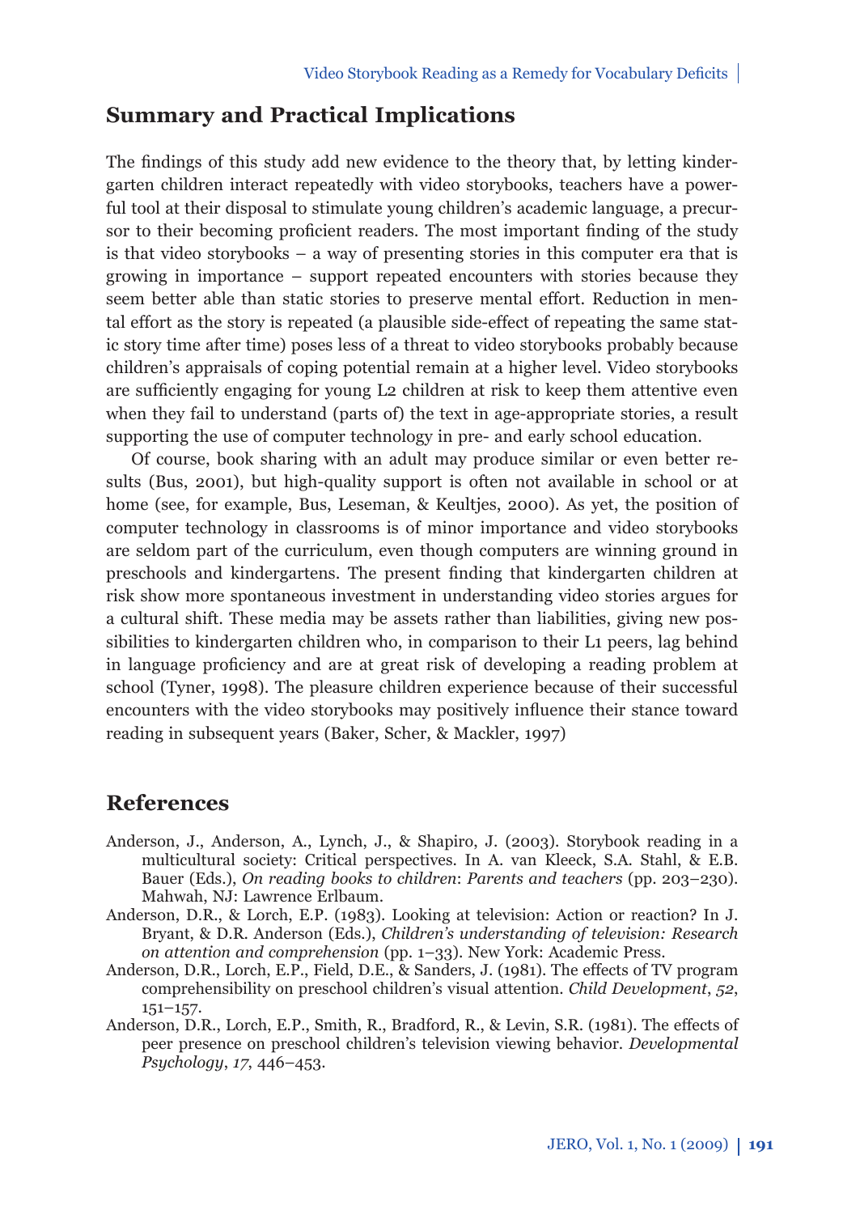## Summary and Practical Implications

The findings of this study add new evidence to the theory that, by letting kindergarten children interact repeatedly with video storybooks, teachers have a powerful tool at their disposal to stimulate young children's academic language, a precursor to their becoming proficient readers. The most important finding of the study is that video storybooks – a way of presenting stories in this computer era that is growing in importance – support repeated encounters with stories because they seem better able than static stories to preserve mental effort. Reduction in mental effort as the story is repeated (a plausible side-effect of repeating the same static story time after time) poses less of a threat to video storybooks probably because children's appraisals of coping potential remain at a higher level. Video storybooks are sufficiently engaging for young L2 children at risk to keep them attentive even when they fail to understand (parts of) the text in age-appropriate stories, a result supporting the use of computer technology in pre- and early school education.

Of course, book sharing with an adult may produce similar or even better results (Bus, 2001), but high-quality support is often not available in school or at home (see, for example, Bus, Leseman, & Keultjes, 2000). As yet, the position of computer technology in classrooms is of minor importance and video storybooks are seldom part of the curriculum, even though computers are winning ground in preschools and kindergartens. The present finding that kindergarten children at risk show more spontaneous investment in understanding video stories argues for a cultural shift. These media may be assets rather than liabilities, giving new possibilities to kindergarten children who, in comparison to their L1 peers, lag behind in language proficiency and are at great risk of developing a reading problem at school (Tyner, 1998). The pleasure children experience because of their successful encounters with the video storybooks may positively influence their stance toward reading in subsequent years (Baker, Scher, & Mackler, 1997)

## References

Anderson, J., Anderson, A., Lynch, J., & Shapiro, J. (2003). Storybook reading in a multicultural society: Critical perspectives. In A. van Kleeck, S.A. Stahl, & E.B. Bauer (Eds.), *On reading books to children*: *Parents and teachers* (pp. 203–230). Mahwah, NJ: Lawrence Erlbaum.

Anderson, D.R., & Lorch, E.P. (1983). Looking at television: Action or reaction? In J. Bryant, & D.R. Anderson (Eds.), *Children's understanding of television: Research on attention and comprehension* (pp. 1–33). New York: Academic Press.

Anderson, D.R., Lorch, E.P., Field, D.E., & Sanders, J. (1981). The effects of TV program comprehensibility on preschool children's visual attention. *Child Development*, *52*, 151–157.

Anderson, D.R., Lorch, E.P., Smith, R., Bradford, R., & Levin, S.R. (1981). The effects of peer presence on preschool children's television viewing behavior. *Developmental Psychology*, *17*, 446–453.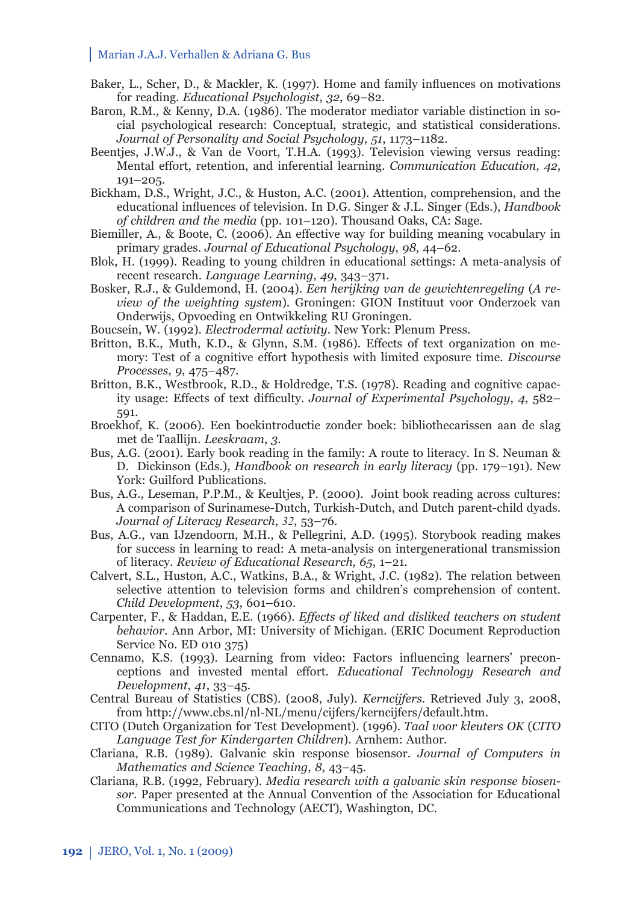Baker, L., Scher, D., & Mackler, K. (1997). Home and family influences on motivations for reading. *Educational Psychologist*, *32*, 69–82.

Baron, R.M., & Kenny, D.A. (1986). The moderator mediator variable distinction in social psychological research: Conceptual, strategic, and statistical considerations. *Journal of Personality and Social Psychology*, *51*, 1173–1182.

Beentjes, J.W.J., & Van de Voort, T.H.A. (1993). Television viewing versus reading: Mental effort, retention, and inferential learning. *Communication Education*, *42*, 191–205.

Bickham, D.S., Wright, J.C., & Huston, A.C. (2001). Attention, comprehension, and the educational influences of television. In D.G. Singer & J.L. Singer (Eds.), *Handbook of children and the media* (pp. 101–120). Thousand Oaks, CA: Sage.

Biemiller, A., & Boote, C. (2006). An effective way for building meaning vocabulary in primary grades. *Journal of Educational Psychology*, *98,* 44–62.

Blok, H. (1999). Reading to young children in educational settings: A meta-analysis of recent research. *Language Learning*, *49*, 343–371.

Bosker, R.J., & Guldemond, H. (2004). *Een herijking van de gewichtenregeling* (*A review of the weighting system*). Groningen: GION Instituut voor Onderzoek van Onderwijs, Opvoeding en Ontwikkeling RU Groningen.

Boucsein, W. (1992). *Electrodermal activity*. New York: Plenum Press.

Britton, B.K., Muth, K.D., & Glynn, S.M. (1986). Effects of text organization on memory: Test of a cognitive effort hypothesis with limited exposure time. *Discourse Processes*, *9*, 475–487.

Britton, B.K., Westbrook, R.D., & Holdredge, T.S. (1978). Reading and cognitive capacity usage: Effects of text difficulty. *Journal of Experimental Psychology*, *4*, 582–591.

Broekhof, K. (2006). Een boekintroductie zonder boek: bibliothecarissen aan de slag met de Taallijn. *Leeskraam*, *3*.

Bus, A.G. (2001). Early book reading in the family: A route to literacy. In S. Neuman & D. Dickinson (Eds.), *Handbook on research in early literacy* (pp. 179–191). New York: Guilford Publications.

Bus, A.G., Leseman, P.P.M., & Keultjes, P. (2000). Joint book reading across cultures: A comparison of Surinamese-Dutch, Turkish-Dutch, and Dutch parent-child dyads. *Journal of Literacy Research*, *32*, 53–76.

Bus, A.G., van IJzendoorn, M.H., & Pellegrini, A.D. (1995). Storybook reading makes for success in learning to read: A meta-analysis on intergenerational transmission of literacy. *Review of Educational Research*, *65*, 1–21.

Calvert, S.L., Huston, A.C., Watkins, B.A., & Wright, J.C. (1982). The relation between selective attention to television forms and children's comprehension of content. *Child Development*, *53*, 601–610.

Carpenter, F., & Haddan, E.E. (1966). *Effects of liked and disliked teachers on student behavior*. Ann Arbor, MI: University of Michigan. (ERIC Document Reproduction Service No. ED 010 375)

Cennamo, K.S. (1993). Learning from video: Factors influencing learners' preconceptions and invested mental effort. *Educational Technology Research and Development*, *41*, 33–45.

Central Bureau of Statistics (CBS). (2008, July). *Kerncijfers*. Retrieved July 3, 2008, from http://www.cbs.nl/nl-NL/menu/cijfers/kerncijfers/default.htm.

CITO (Dutch Organization for Test Development). (1996). *Taal voor kleuters OK* (*CITO Language Test for Kindergarten Children*). Arnhem: Author.

Clariana, R.B. (1989). Galvanic skin response biosensor. *Journal of Computers in Mathematics and Science Teaching*, *8*, 43–45.

Clariana, R.B. (1992, February). *Media research with a galvanic skin response biosensor*. Paper presented at the Annual Convention of the Association for Educational Communications and Technology (AECT), Washington, DC.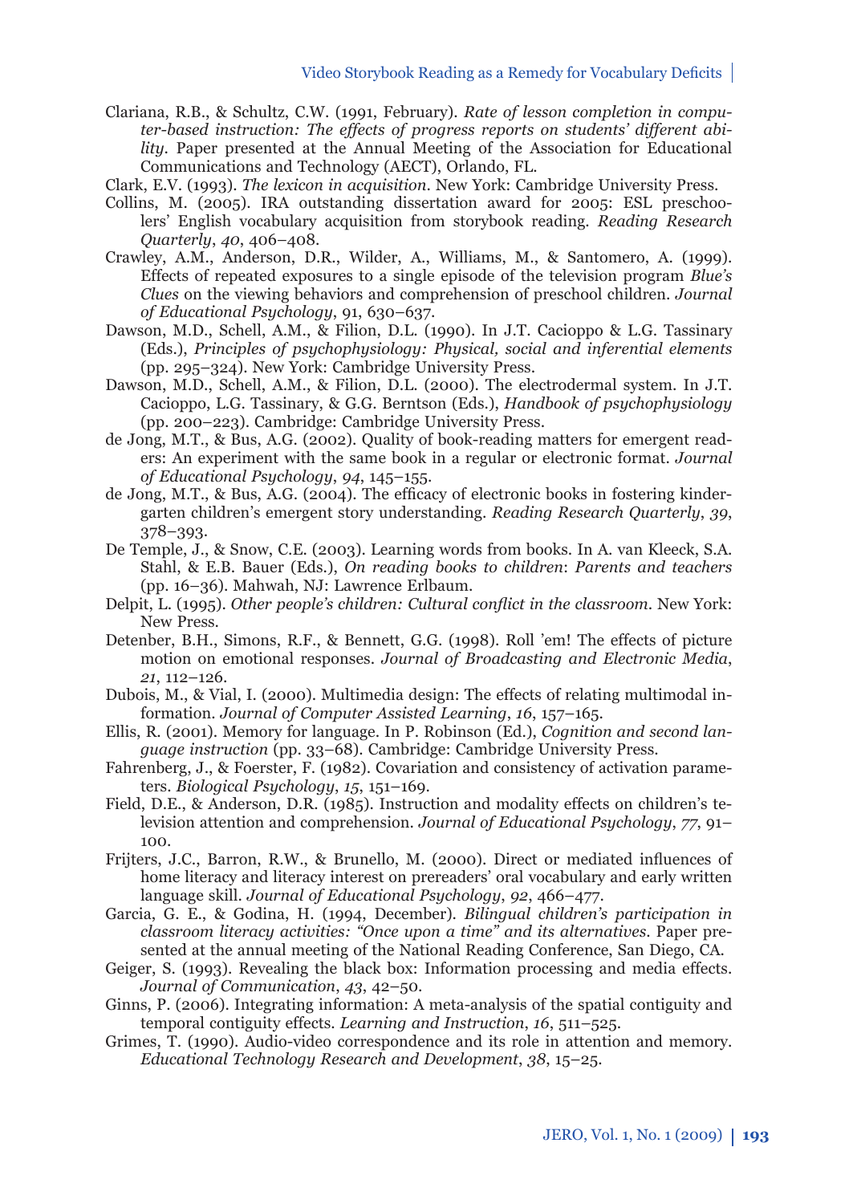Clariana, R.B., & Schultz, C.W. (1991, February). *Rate of lesson completion in computer-based instruction: The effects of progress reports on students' different ability*. Paper presented at the Annual Meeting of the Association for Educational Communications and Technology (AECT), Orlando, FL.

Clark, E.V. (1993). *The lexicon in acquisition*. New York: Cambridge University Press.

Collins, M. (2005). IRA outstanding dissertation award for 2005: ESL preschoolers' English vocabulary acquisition from storybook reading. *Reading Research Quarterly*, *40*, 406–408.

Crawley, A.M., Anderson, D.R., Wilder, A., Williams, M., & Santomero, A. (1999). Effects of repeated exposures to a single episode of the television program *Blue's Clues* on the viewing behaviors and comprehension of preschool children. *Journal of Educational Psychology*, 91, 630–637.

Dawson, M.D., Schell, A.M., & Filion, D.L. (1990). In J.T. Cacioppo & L.G. Tassinary (Eds.), *Principles of psychophysiology: Physical, social and inferential elements* (pp. 295–324). New York: Cambridge University Press.

Dawson, M.D., Schell, A.M., & Filion, D.L. (2000). The electrodermal system. In J.T. Cacioppo, L.G. Tassinary, & G.G. Berntson (Eds.), *Handbook of psychophysiology* (pp. 200–223). Cambridge: Cambridge University Press.

de Jong, M.T., & Bus, A.G. (2002). Quality of book-reading matters for emergent readers: An experiment with the same book in a regular or electronic format. *Journal of Educational Psychology*, *94*, 145–155.

de Jong, M.T., & Bus, A.G. (2004). The efficacy of electronic books in fostering kindergarten children's emergent story understanding. *Reading Research Quarterly*, *39*, 378–393.

De Temple, J., & Snow, C.E. (2003). Learning words from books. In A. van Kleeck, S.A. Stahl, & E.B. Bauer (Eds.), *On reading books to children*: *Parents and teachers* (pp. 16–36). Mahwah, NJ: Lawrence Erlbaum.

Delpit, L. (1995). *Other people's children: Cultural conflict in the classroom*. New York: New Press.

Detenber, B.H., Simons, R.F., & Bennett, G.G. (1998). Roll 'em! The effects of picture motion on emotional responses. *Journal of Broadcasting and Electronic Media*, *21*, 112–126.

Dubois, M., & Vial, I. (2000). Multimedia design: The effects of relating multimodal information. *Journal of Computer Assisted Learning*, *16*, 157–165.

Ellis, R. (2001). Memory for language. In P. Robinson (Ed.), *Cognition and second language instruction* (pp. 33–68). Cambridge: Cambridge University Press.

Fahrenberg, J., & Foerster, F. (1982). Covariation and consistency of activation parameters. *Biological Psychology*, *15*, 151–169.

Field, D.E., & Anderson, D.R. (1985). Instruction and modality effects on children's television attention and comprehension. *Journal of Educational Psychology*, *77*, 91–100.

Frijters, J.C., Barron, R.W., & Brunello, M. (2000). Direct or mediated influences of home literacy and literacy interest on prereaders' oral vocabulary and early written language skill. *Journal of Educational Psychology*, *92*, 466–477.

Garcia, G. E., & Godina, H. (1994, December). *Bilingual children's participation in classroom literacy activities: "Once upon a time" and its alternatives*. Paper presented at the annual meeting of the National Reading Conference, San Diego, CA.

Geiger, S. (1993). Revealing the black box: Information processing and media effects. *Journal of Communication*, *43*, 42–50.

Ginns, P. (2006). Integrating information: A meta-analysis of the spatial contiguity and temporal contiguity effects. *Learning and Instruction*, *16*, 511–525.

Grimes, T. (1990). Audio-video correspondence and its role in attention and memory. *Educational Technology Research and Development*, *38*, 15–25.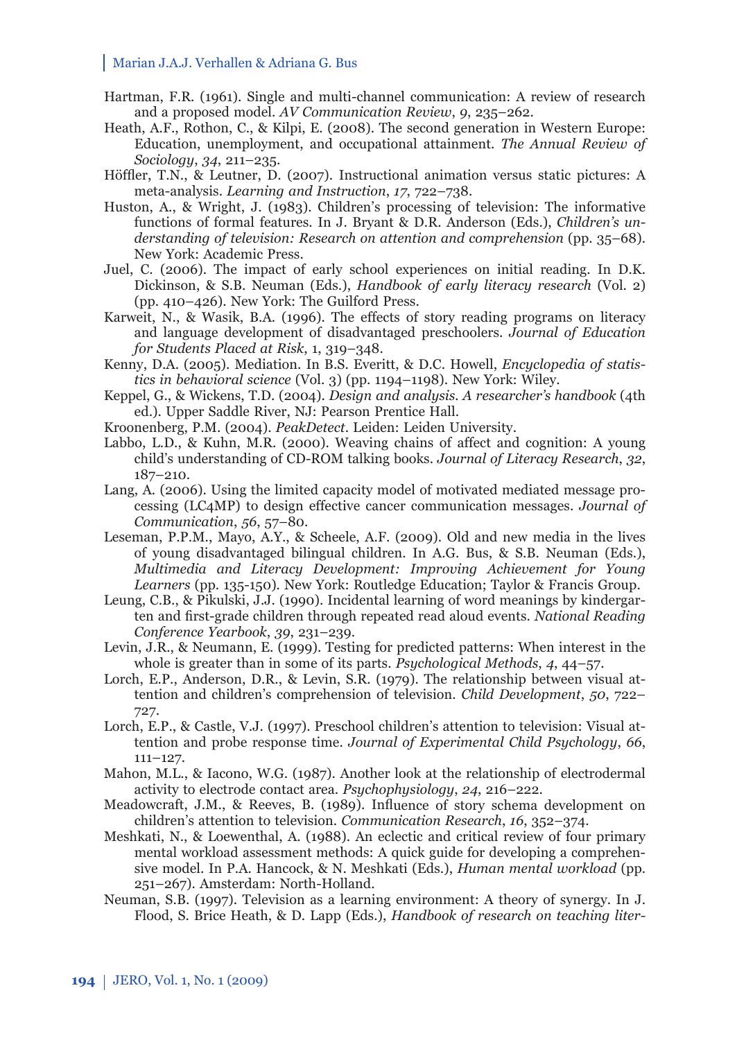Hartman, F.R. (1961). Single and multi-channel communication: A review of research and a proposed model. *AV Communication Review*, *9*, 235–262.

Heath, A.F., Rothon, C., & Kilpi, E. (2008). The second generation in Western Europe: Education, unemployment, and occupational attainment. *The Annual Review of Sociology*, *34*, 211–235.

Höffler, T.N., & Leutner, D. (2007). Instructional animation versus static pictures: A meta-analysis. *Learning and Instruction*, *17*, 722–738.

Huston, A., & Wright, J. (1983). Children's processing of television: The informative functions of formal features. In J. Bryant & D.R. Anderson (Eds.), *Children's understanding of television: Research on attention and comprehension* (pp. 35–68). New York: Academic Press.

Juel, C. (2006). The impact of early school experiences on initial reading. In D.K. Dickinson, & S.B. Neuman (Eds.), *Handbook of early literacy research* (Vol. 2) (pp. 410–426). New York: The Guilford Press.

Karweit, N., & Wasik, B.A. (1996). The effects of story reading programs on literacy and language development of disadvantaged preschoolers. *Journal of Education for Students Placed at Risk*, 1, 319–348.

Kenny, D.A. (2005). Mediation. In B.S. Everitt, & D.C. Howell, *Encyclopedia of statistics in behavioral science* (Vol. 3) (pp. 1194–1198). New York: Wiley.

Keppel, G., & Wickens, T.D. (2004). *Design and analysis. A researcher's handbook* (4th ed.). Upper Saddle River, NJ: Pearson Prentice Hall.

Kroonenberg, P.M. (2004). *PeakDetect*. Leiden: Leiden University.

Labbo, L.D., & Kuhn, M.R. (2000). Weaving chains of affect and cognition: A young child's understanding of CD-ROM talking books. *Journal of Literacy Research*, *32*, 187–210.

Lang, A. (2006). Using the limited capacity model of motivated mediated message processing (LC4MP) to design effective cancer communication messages. *Journal of Communication*, *56*, 57–80.

Leseman, P.P.M., Mayo, A.Y., & Scheele, A.F. (2009). Old and new media in the lives of young disadvantaged bilingual children. In A.G. Bus, & S.B. Neuman (Eds.), *Multimedia and Literacy Development: Improving Achievement for Young Learners* (pp. 135-150). New York: Routledge Education; Taylor & Francis Group.

Leung, C.B., & Pikulski, J.J. (1990). Incidental learning of word meanings by kindergarten and first-grade children through repeated read aloud events. *National Reading Conference Yearbook*, *39*, 231–239.

Levin, J.R., & Neumann, E. (1999). Testing for predicted patterns: When interest in the whole is greater than in some of its parts. *Psychological Methods*, *4*, 44–57.

Lorch, E.P., Anderson, D.R., & Levin, S.R. (1979). The relationship between visual attention and children's comprehension of television. *Child Development*, *50*, 722–727.

Lorch, E.P., & Castle, V.J. (1997). Preschool children's attention to television: Visual attention and probe response time. *Journal of Experimental Child Psychology*, *66*, 111–127.

Mahon, M.L., & Iacono, W.G. (1987). Another look at the relationship of electrodermal activity to electrode contact area. *Psychophysiology*, *24*, 216–222.

Meadowcraft, J.M., & Reeves, B. (1989). Influence of story schema development on children's attention to television. *Communication Research*, *16*, 352–374.

Meshkati, N., & Loewenthal, A. (1988). An eclectic and critical review of four primary mental workload assessment methods: A quick guide for developing a comprehensive model. In P.A. Hancock, & N. Meshkati (Eds.), *Human mental workload* (pp. 251–267). Amsterdam: North-Holland.

Neuman, S.B. (1997). Television as a learning environment: A theory of synergy. In J. Flood, S. Brice Heath, & D. Lapp (Eds.), *Handbook of research on teaching liter-*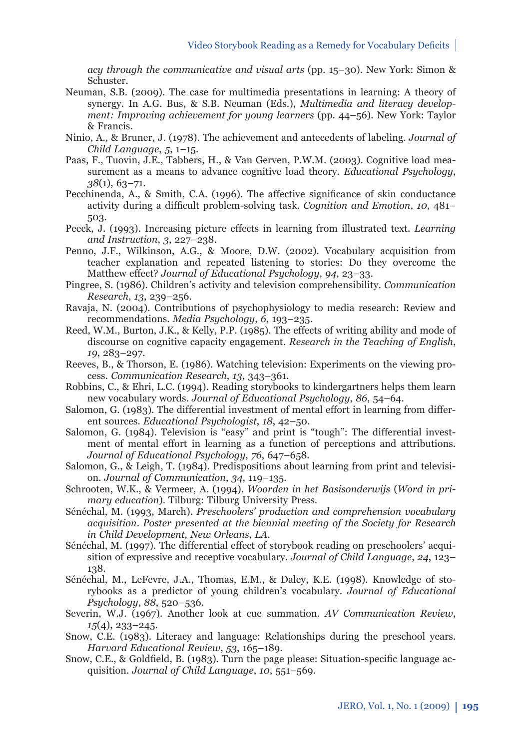*acy through the communicative and visual arts* (pp. 15–30). New York: Simon & Schuster.

Neuman, S.B. (2009). The case for multimedia presentations in learning: A theory of synergy. In A.G. Bus, & S.B. Neuman (Eds.), *Multimedia and literacy development: Improving achievement for young learners* (pp. 44–56). New York: Taylor & Francis.

Ninio, A., & Bruner, J. (1978). The achievement and antecedents of labeling. *Journal of Child Language*, *5*, 1–15.

Paas, F., Tuovin, J.E., Tabbers, H., & Van Gerven, P.W.M. (2003). Cognitive load measurement as a means to advance cognitive load theory. *Educational Psychology*, *38*(1), 63–71.

Pecchinenda, A., & Smith, C.A. (1996). The affective significance of skin conductance activity during a difficult problem-solving task. *Cognition and Emotion*, *10*, 481–503.

Peeck, J. (1993). Increasing picture effects in learning from illustrated text. *Learning and Instruction*, *3*, 227–238.

Penno, J.F., Wilkinson, A.G., & Moore, D.W. (2002). Vocabulary acquisition from teacher explanation and repeated listening to stories: Do they overcome the Matthew effect? *Journal of Educational Psychology*, *94*, 23–33.

Pingree, S. (1986). Children's activity and television comprehensibility. *Communication Research*, *13*, 239–256.

Ravaja, N. (2004). Contributions of psychophysiology to media research: Review and recommendations. *Media Psychology*, *6*, 193–235.

Reed, W.M., Burton, J.K., & Kelly, P.P. (1985). The effects of writing ability and mode of discourse on cognitive capacity engagement. *Research in the Teaching of English*, *19*, 283–297.

Reeves, B., & Thorson, E. (1986). Watching television: Experiments on the viewing process. *Communication Research*, *13*, 343–361.

Robbins, C., & Ehri, L.C. (1994). Reading storybooks to kindergartners helps them learn new vocabulary words. *Journal of Educational Psychology*, *86*, 54–64.

Salomon, G. (1983). The differential investment of mental effort in learning from different sources. *Educational Psychologist*, *18*, 42–50.

Salomon, G. (1984). Television is "easy" and print is "tough": The differential investment of mental effort in learning as a function of perceptions and attributions. *Journal of Educational Psychology*, *76*, 647–658.

Salomon, G., & Leigh, T. (1984). Predispositions about learning from print and television. *Journal of Communication*, *34*, 119–135.

Schrooten, W.K., & Vermeer, A. (1994). *Woorden in het Basisonderwijs* (*Word in primary education*). Tilburg: Tilburg University Press.

Sénéchal, M. (1993, March). *Preschoolers' production and comprehension vocabulary acquisition. Poster presented at the biennial meeting of the Society for Research in Child Development, New Orleans, LA.*

Sénéchal, M. (1997). The differential effect of storybook reading on preschoolers' acquisition of expressive and receptive vocabulary. *Journal of Child Language*, *24*, 123–138.

Sénéchal, M., LeFevre, J.A., Thomas, E.M., & Daley, K.E. (1998). Knowledge of storybooks as a predictor of young children's vocabulary. *Journal of Educational Psychology*, *88*, 520–536.

Severin, W.J. (1967). Another look at cue summation. *AV Communication Review*, *15*(4), 233–245.

Snow, C.E. (1983). Literacy and language: Relationships during the preschool years. *Harvard Educational Review*, *53*, 165–189.

Snow, C.E., & Goldfield, B. (1983). Turn the page please: Situation-specific language acquisition. *Journal of Child Language*, *10*, 551–569.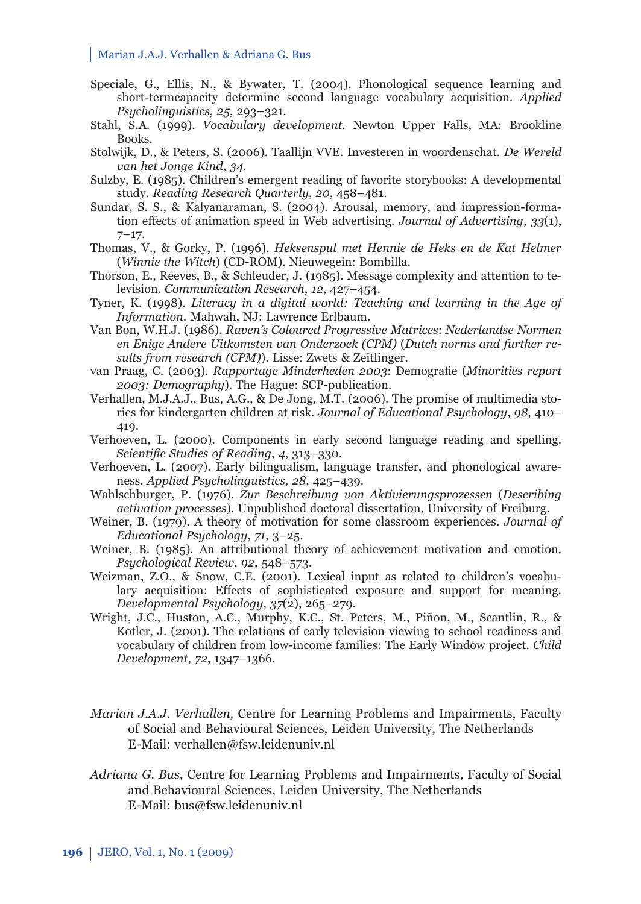Speciale, G., Ellis, N., & Bywater, T. (2004). Phonological sequence learning and short-termcapacity determine second language vocabulary acquisition. *Applied Psycholinguistics*, *25*, 293–321.

Stahl, S.A. (1999). *Vocabulary development*. Newton Upper Falls, MA: Brookline Books.

Stolwijk, D., & Peters, S. (2006). Taallijn VVE. Investeren in woordenschat. *De Wereld van het Jonge Kind*, *34*.

Sulzby, E. (1985). Children's emergent reading of favorite storybooks: A developmental study. *Reading Research Quarterly*, *20*, 458–481.

Sundar, S. S., & Kalyanaraman, S. (2004). Arousal, memory, and impression-formation effects of animation speed in Web advertising. *Journal of Advertising*, *33*(1), 7–17.

Thomas, V., & Gorky, P. (1996). *Heksenspul met Hennie de Heks en de Kat Helmer* (*Winnie the Witch*) (CD-ROM). Nieuwegein: Bombilla.

Thorson, E., Reeves, B., & Schleuder, J. (1985). Message complexity and attention to television. *Communication Research*, *12*, 427–454.

Tyner, K. (1998). *Literacy in a digital world: Teaching and learning in the Age of Information*. Mahwah, NJ: Lawrence Erlbaum.

Van Bon, W.H.J. (1986). *Raven's Coloured Progressive Matrices*: *Nederlandse Normen en Enige Andere Uitkomsten van Onderzoek (CPM)* (*Dutch norms and further results from research (CPM)*). Lisse: Zwets & Zeitlinger.

van Praag, C. (2003). *Rapportage Minderheden 2003*: Demografie (*Minorities report 2003: Demography*). The Hague: SCP-publication.

Verhallen, M.J.A.J., Bus, A.G., & De Jong, M.T. (2006). The promise of multimedia stories for kindergarten children at risk. *Journal of Educational Psychology*, *98*, 410–419.

Verhoeven, L. (2000). Components in early second language reading and spelling. *Scientific Studies of Reading*, *4*, 313–330.

Verhoeven, L. (2007). Early bilingualism, language transfer, and phonological awareness. *Applied Psycholinguistics*, *28*, 425–439.

Wahlschburger, P. (1976). *Zur Beschreibung von Aktivierungsprozessen* (*Describing activation processes*). Unpublished doctoral dissertation, University of Freiburg.

Weiner, B. (1979). A theory of motivation for some classroom experiences. *Journal of Educational Psychology*, *71,* 3–25.

Weiner, B. (1985). An attributional theory of achievement motivation and emotion. *Psychological Review*, *92,* 548–573.

Weizman, Z.O., & Snow, C.E. (2001). Lexical input as related to children's vocabulary acquisition: Effects of sophisticated exposure and support for meaning. *Developmental Psychology*, *37*(2), 265–279.

Wright, J.C., Huston, A.C., Murphy, K.C., St. Peters, M., Piñon, M., Scantlin, R., & Kotler, J. (2001). The relations of early television viewing to school readiness and vocabulary of children from low-income families: The Early Window project. *Child Development*, *72*, 1347–1366.

*Marian J.A.J. Verhallen,* Centre for Learning Problems and Impairments, Faculty of Social and Behavioural Sciences, Leiden University, The Netherlands
E-Mail: verhallen@fsw.leidenuniv.nl

*Adriana G. Bus,* Centre for Learning Problems and Impairments, Faculty of Social and Behavioural Sciences, Leiden University, The Netherlands
E-Mail: bus@fsw.leidenuniv.nl